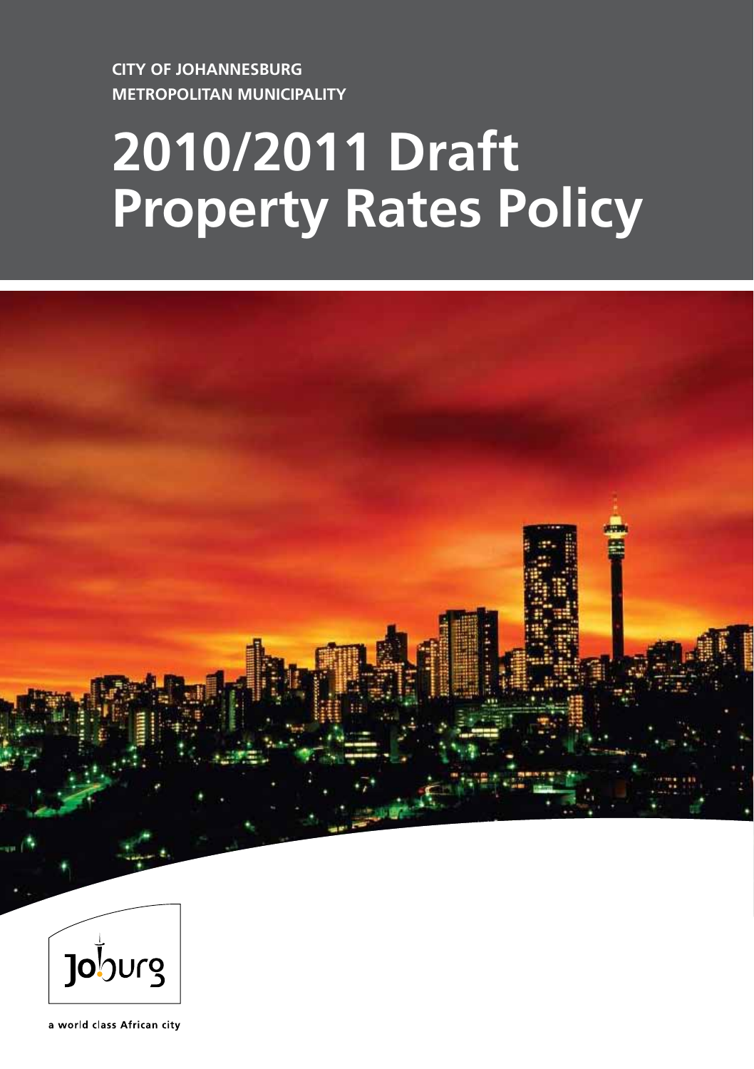**CITY OF JOHANNESBURG**
**METROPOLITAN MUNICIPALITY**

# 2010/2011 Draft Property Rates Policy

Joburg

a world class African city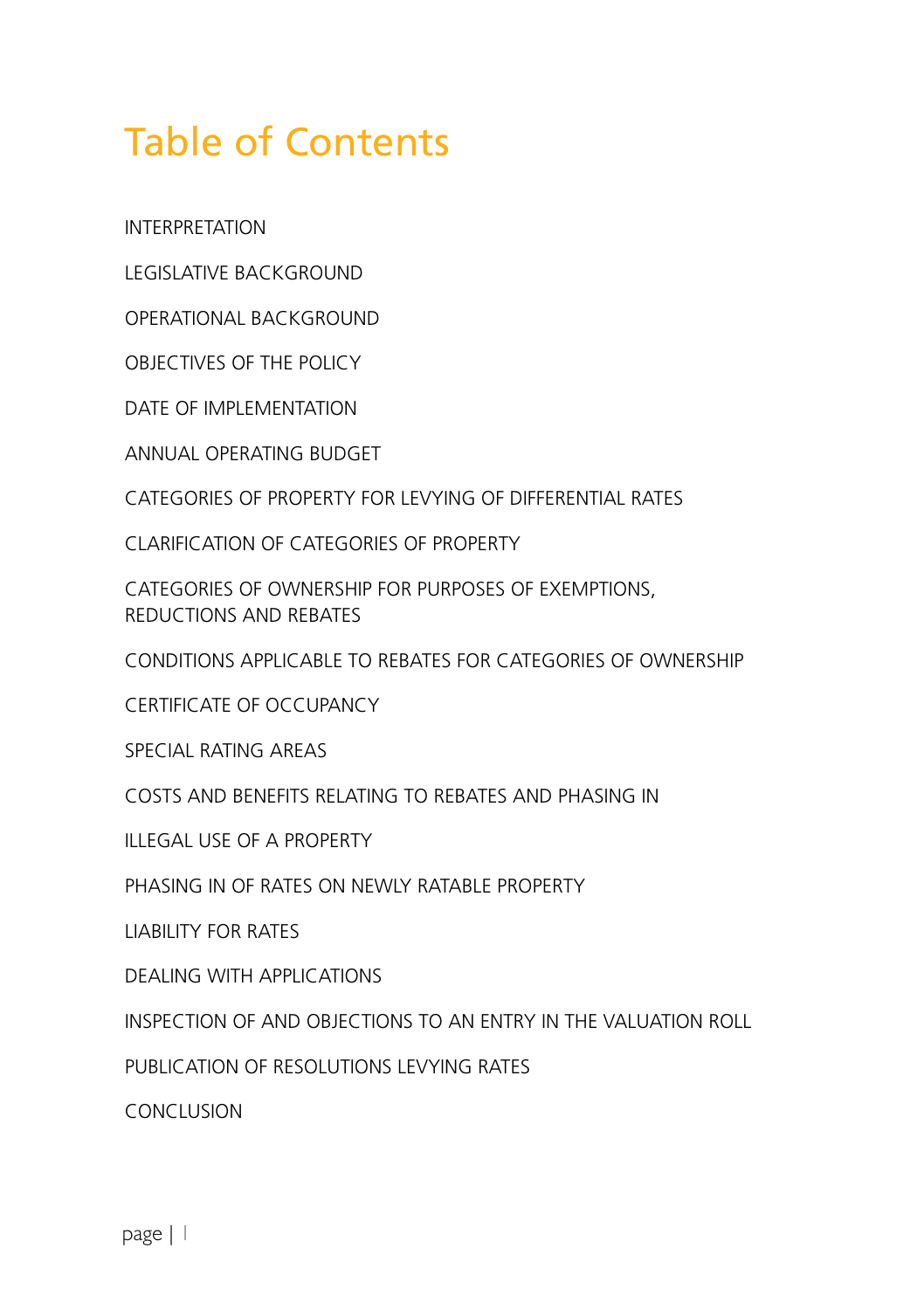# Table of Contents

INTERPRETATION

LEGISLATIVE BACKGROUND

OPERATIONAL BACKGROUND

OBJECTIVES OF THE POLICY

DATE OF IMPLEMENTATION

ANNUAL OPERATING BUDGET

CATEGORIES OF PROPERTY FOR LEVYING OF DIFFERENTIAL RATES

CLARIFICATION OF CATEGORIES OF PROPERTY

CATEGORIES OF OWNERSHIP FOR PURPOSES OF EXEMPTIONS, REDUCTIONS AND REBATES

CONDITIONS APPLICABLE TO REBATES FOR CATEGORIES OF OWNERSHIP

CERTIFICATE OF OCCUPANCY

SPECIAL RATING AREAS

COSTS AND BENEFITS RELATING TO REBATES AND PHASING IN

ILLEGAL USE OF A PROPERTY

PHASING IN OF RATES ON NEWLY RATABLE PROPERTY

LIABILITY FOR RATES

DEALING WITH APPLICATIONS

INSPECTION OF AND OBJECTIONS TO AN ENTRY IN THE VALUATION ROLL

PUBLICATION OF RESOLUTIONS LEVYING RATES

CONCLUSION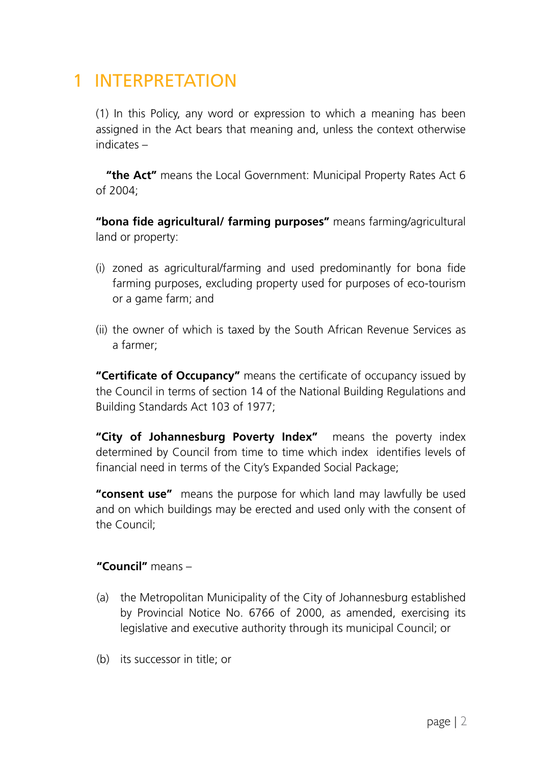# 1 INTERPRETATION

(1) In this Policy, any word or expression to which a meaning has been assigned in the Act bears that meaning and, unless the context otherwise indicates –

**"the Act"** means the Local Government: Municipal Property Rates Act 6 of 2004;

**"bona fide agricultural/ farming purposes"** means farming/agricultural land or property:

(i) zoned as agricultural/farming and used predominantly for bona fide farming purposes, excluding property used for purposes of eco-tourism or a game farm; and

(ii) the owner of which is taxed by the South African Revenue Services as a farmer;

**"Certificate of Occupancy"** means the certificate of occupancy issued by the Council in terms of section 14 of the National Building Regulations and Building Standards Act 103 of 1977;

**"City of Johannesburg Poverty Index"** means the poverty index determined by Council from time to time which index identifies levels of financial need in terms of the City's Expanded Social Package;

**"consent use"** means the purpose for which land may lawfully be used and on which buildings may be erected and used only with the consent of the Council;

**"Council"** means –

(a) the Metropolitan Municipality of the City of Johannesburg established by Provincial Notice No. 6766 of 2000, as amended, exercising its legislative and executive authority through its municipal Council; or

(b) its successor in title; or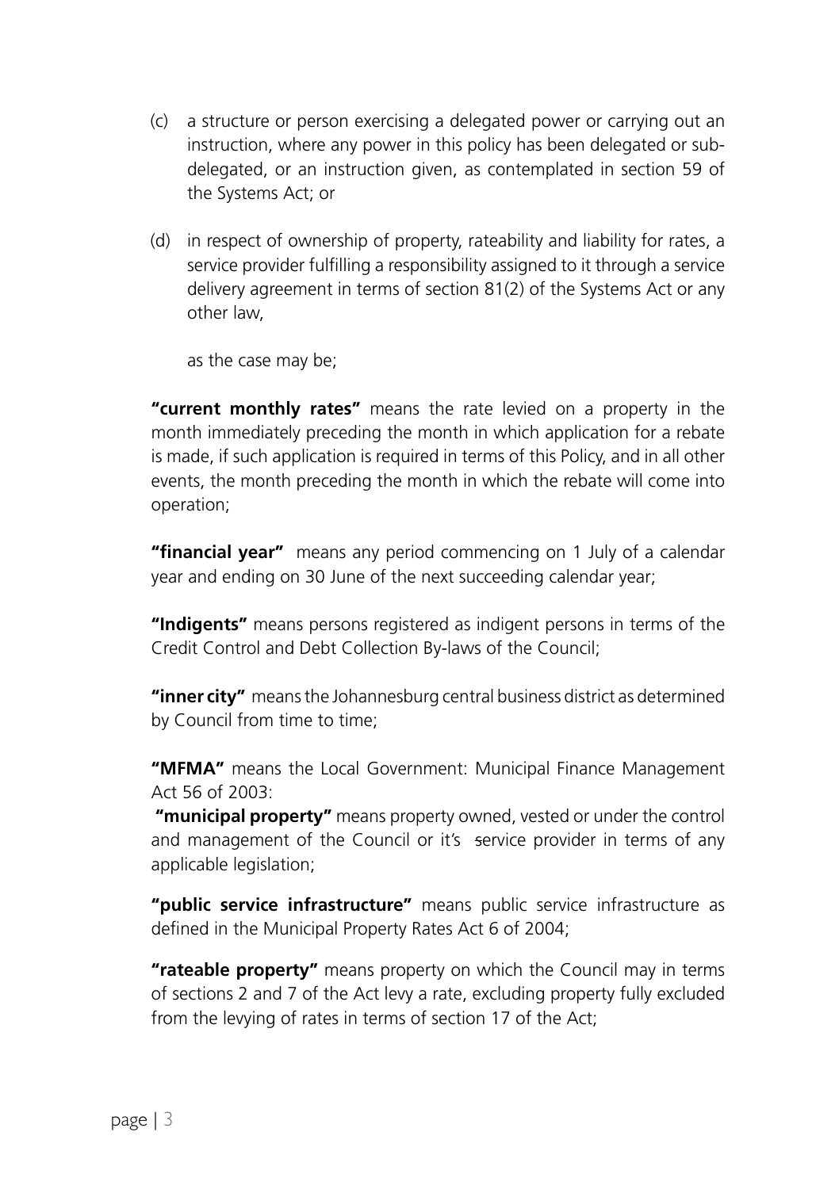(c) a structure or person exercising a delegated power or carrying out an instruction, where any power in this policy has been delegated or sub-delegated, or an instruction given, as contemplated in section 59 of the Systems Act; or

(d) in respect of ownership of property, rateability and liability for rates, a service provider fulfilling a responsibility assigned to it through a service delivery agreement in terms of section 81(2) of the Systems Act or any other law,

as the case may be;

**"current monthly rates"** means the rate levied on a property in the month immediately preceding the month in which application for a rebate is made, if such application is required in terms of this Policy, and in all other events, the month preceding the month in which the rebate will come into operation;

**"financial year"** means any period commencing on 1 July of a calendar year and ending on 30 June of the next succeeding calendar year;

**"Indigents"** means persons registered as indigent persons in terms of the Credit Control and Debt Collection By-laws of the Council;

**"inner city"** means the Johannesburg central business district as determined by Council from time to time;

**"MFMA"** means the Local Government: Municipal Finance Management Act 56 of 2003:

**"municipal property"** means property owned, vested or under the control and management of the Council or it's service provider in terms of any applicable legislation;

**"public service infrastructure"** means public service infrastructure as defined in the Municipal Property Rates Act 6 of 2004;

**"rateable property"** means property on which the Council may in terms of sections 2 and 7 of the Act levy a rate, excluding property fully excluded from the levying of rates in terms of section 17 of the Act;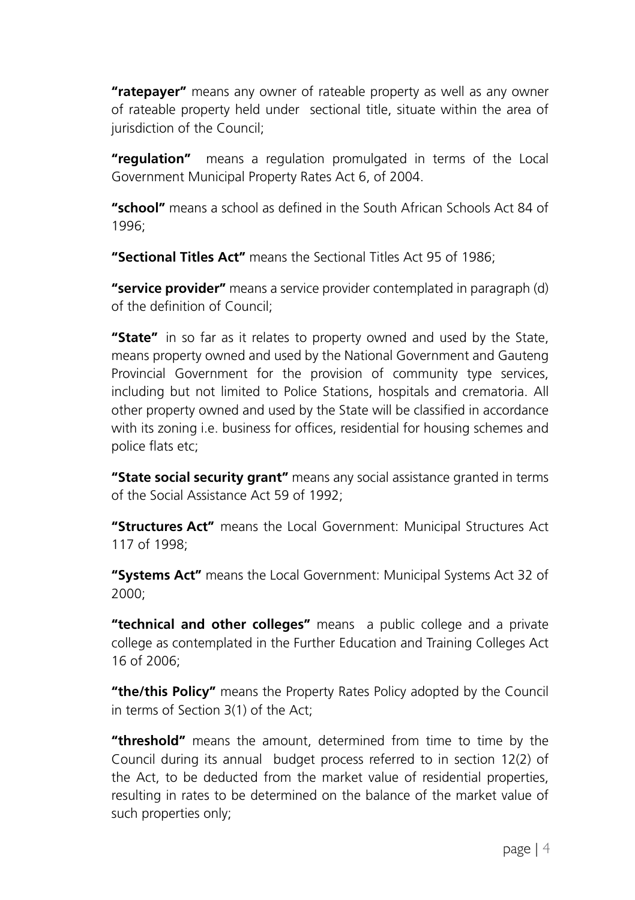**"ratepayer"** means any owner of rateable property as well as any owner of rateable property held under sectional title, situate within the area of jurisdiction of the Council;

**"regulation"** means a regulation promulgated in terms of the Local Government Municipal Property Rates Act 6, of 2004.

**"school"** means a school as defined in the South African Schools Act 84 of 1996;

**"Sectional Titles Act"** means the Sectional Titles Act 95 of 1986;

**"service provider"** means a service provider contemplated in paragraph (d) of the definition of Council;

**"State"** in so far as it relates to property owned and used by the State, means property owned and used by the National Government and Gauteng Provincial Government for the provision of community type services, including but not limited to Police Stations, hospitals and crematoria. All other property owned and used by the State will be classified in accordance with its zoning i.e. business for offices, residential for housing schemes and police flats etc;

**"State social security grant"** means any social assistance granted in terms of the Social Assistance Act 59 of 1992;

**"Structures Act"** means the Local Government: Municipal Structures Act 117 of 1998;

**"Systems Act"** means the Local Government: Municipal Systems Act 32 of 2000;

**"technical and other colleges"** means a public college and a private college as contemplated in the Further Education and Training Colleges Act 16 of 2006;

**"the/this Policy"** means the Property Rates Policy adopted by the Council in terms of Section 3(1) of the Act;

**"threshold"** means the amount, determined from time to time by the Council during its annual budget process referred to in section 12(2) of the Act, to be deducted from the market value of residential properties, resulting in rates to be determined on the balance of the market value of such properties only;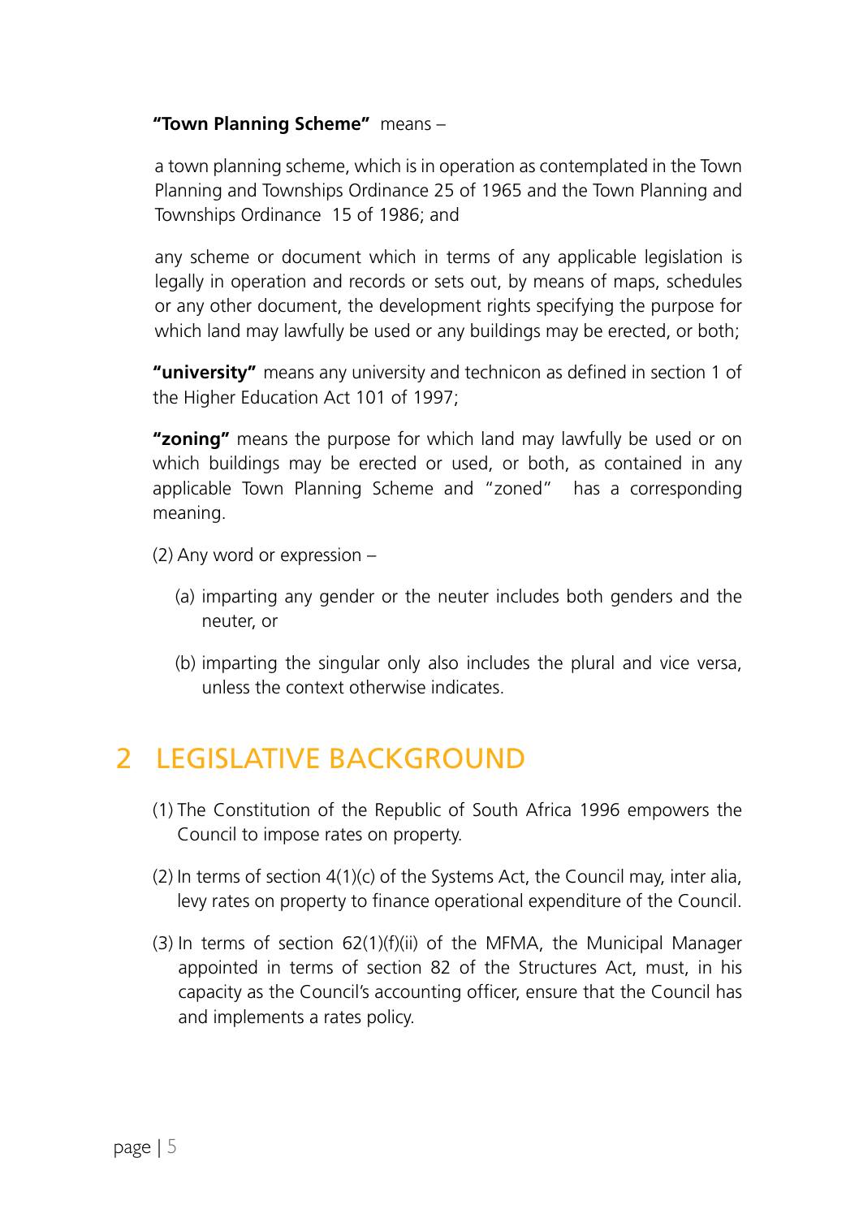**"Town Planning Scheme"** means –

a town planning scheme, which is in operation as contemplated in the Town Planning and Townships Ordinance 25 of 1965 and the Town Planning and Townships Ordinance 15 of 1986; and

any scheme or document which in terms of any applicable legislation is legally in operation and records or sets out, by means of maps, schedules or any other document, the development rights specifying the purpose for which land may lawfully be used or any buildings may be erected, or both;

**"university"** means any university and technicon as defined in section 1 of the Higher Education Act 101 of 1997;

**"zoning"** means the purpose for which land may lawfully be used or on which buildings may be erected or used, or both, as contained in any applicable Town Planning Scheme and "zoned" has a corresponding meaning.

(2) Any word or expression –

(a) imparting any gender or the neuter includes both genders and the neuter, or

(b) imparting the singular only also includes the plural and vice versa, unless the context otherwise indicates.

## 2 LEGISLATIVE BACKGROUND

(1) The Constitution of the Republic of South Africa 1996 empowers the Council to impose rates on property.

(2) In terms of section 4(1)(c) of the Systems Act, the Council may, inter alia, levy rates on property to finance operational expenditure of the Council.

(3) In terms of section 62(1)(f)(ii) of the MFMA, the Municipal Manager appointed in terms of section 82 of the Structures Act, must, in his capacity as the Council's accounting officer, ensure that the Council has and implements a rates policy.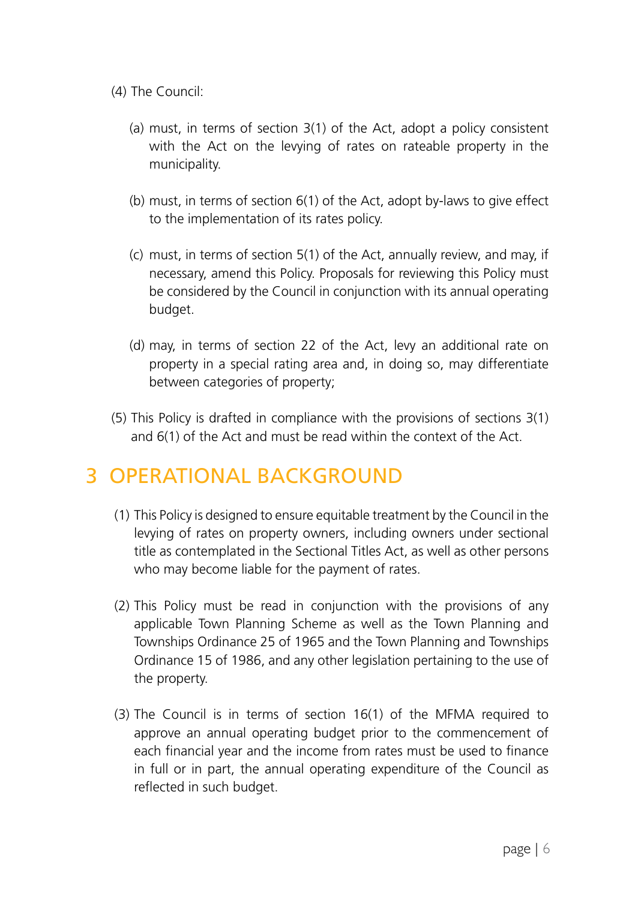(4) The Council:

(a) must, in terms of section 3(1) of the Act, adopt a policy consistent with the Act on the levying of rates on rateable property in the municipality.

(b) must, in terms of section 6(1) of the Act, adopt by-laws to give effect to the implementation of its rates policy.

(c) must, in terms of section 5(1) of the Act, annually review, and may, if necessary, amend this Policy. Proposals for reviewing this Policy must be considered by the Council in conjunction with its annual operating budget.

(d) may, in terms of section 22 of the Act, levy an additional rate on property in a special rating area and, in doing so, may differentiate between categories of property;

(5) This Policy is drafted in compliance with the provisions of sections 3(1) and 6(1) of the Act and must be read within the context of the Act.

# 3 OPERATIONAL BACKGROUND

(1) This Policy is designed to ensure equitable treatment by the Council in the levying of rates on property owners, including owners under sectional title as contemplated in the Sectional Titles Act, as well as other persons who may become liable for the payment of rates.

(2) This Policy must be read in conjunction with the provisions of any applicable Town Planning Scheme as well as the Town Planning and Townships Ordinance 25 of 1965 and the Town Planning and Townships Ordinance 15 of 1986, and any other legislation pertaining to the use of the property.

(3) The Council is in terms of section 16(1) of the MFMA required to approve an annual operating budget prior to the commencement of each financial year and the income from rates must be used to finance in full or in part, the annual operating expenditure of the Council as reflected in such budget.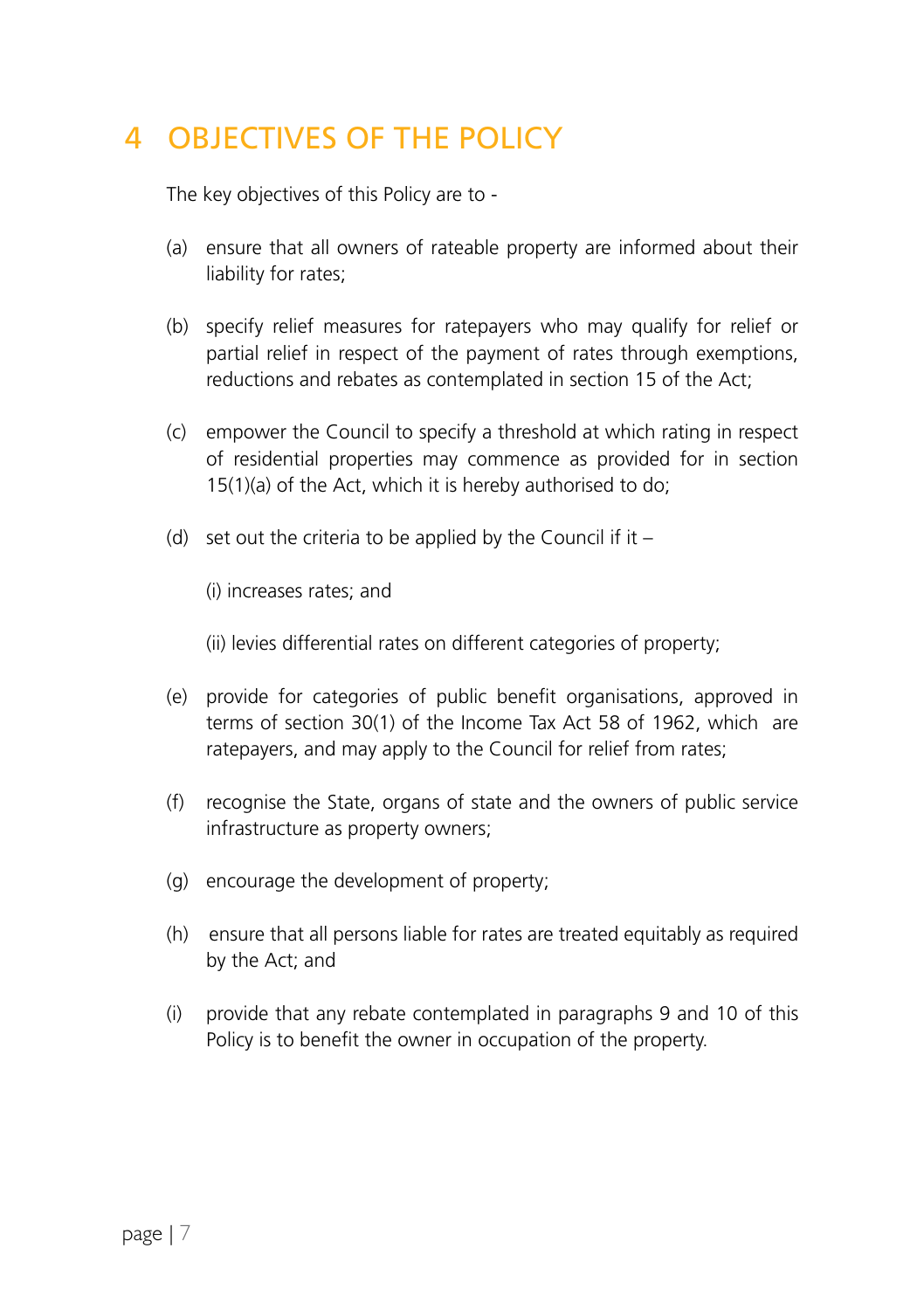# 4 OBJECTIVES OF THE POLICY

The key objectives of this Policy are to -

(a) ensure that all owners of rateable property are informed about their liability for rates;

(b) specify relief measures for ratepayers who may qualify for relief or partial relief in respect of the payment of rates through exemptions, reductions and rebates as contemplated in section 15 of the Act;

(c) empower the Council to specify a threshold at which rating in respect of residential properties may commence as provided for in section 15(1)(a) of the Act, which it is hereby authorised to do;

(d) set out the criteria to be applied by the Council if it –

(i) increases rates; and

(ii) levies differential rates on different categories of property;

(e) provide for categories of public benefit organisations, approved in terms of section 30(1) of the Income Tax Act 58 of 1962, which are ratepayers, and may apply to the Council for relief from rates;

(f) recognise the State, organs of state and the owners of public service infrastructure as property owners;

(g) encourage the development of property;

(h) ensure that all persons liable for rates are treated equitably as required by the Act; and

(i) provide that any rebate contemplated in paragraphs 9 and 10 of this Policy is to benefit the owner in occupation of the property.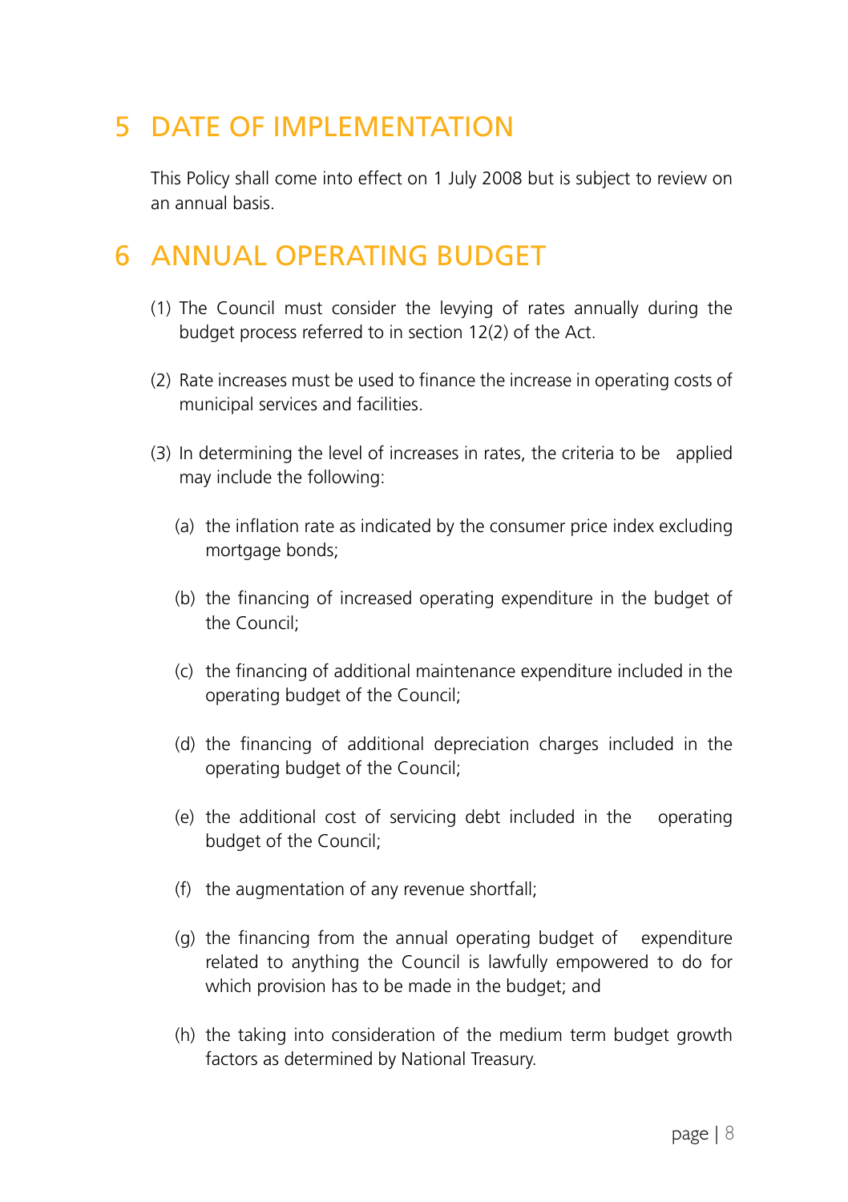## 5 DATE OF IMPLEMENTATION

This Policy shall come into effect on 1 July 2008 but is subject to review on an annual basis.

## 6 ANNUAL OPERATING BUDGET

(1) The Council must consider the levying of rates annually during the budget process referred to in section 12(2) of the Act.

(2) Rate increases must be used to finance the increase in operating costs of municipal services and facilities.

(3) In determining the level of increases in rates, the criteria to be applied may include the following:

(a) the inflation rate as indicated by the consumer price index excluding mortgage bonds;

(b) the financing of increased operating expenditure in the budget of the Council;

(c) the financing of additional maintenance expenditure included in the operating budget of the Council;

(d) the financing of additional depreciation charges included in the operating budget of the Council;

(e) the additional cost of servicing debt included in the operating budget of the Council;

(f) the augmentation of any revenue shortfall;

(g) the financing from the annual operating budget of expenditure related to anything the Council is lawfully empowered to do for which provision has to be made in the budget; and

(h) the taking into consideration of the medium term budget growth factors as determined by National Treasury.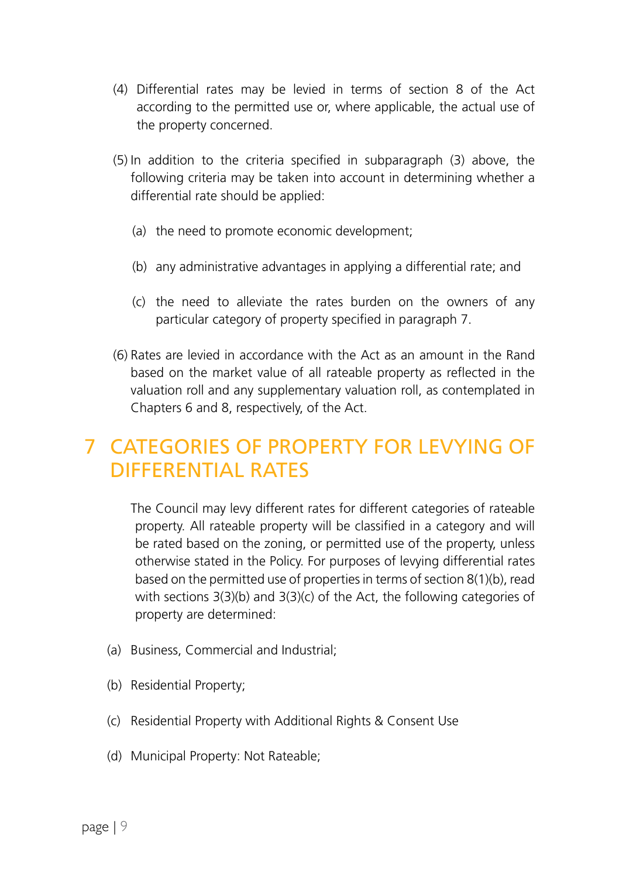(4) Differential rates may be levied in terms of section 8 of the Act according to the permitted use or, where applicable, the actual use of the property concerned.

(5) In addition to the criteria specified in subparagraph (3) above, the following criteria may be taken into account in determining whether a differential rate should be applied:

(a) the need to promote economic development;

(b) any administrative advantages in applying a differential rate; and

(c) the need to alleviate the rates burden on the owners of any particular category of property specified in paragraph 7.

(6) Rates are levied in accordance with the Act as an amount in the Rand based on the market value of all rateable property as reflected in the valuation roll and any supplementary valuation roll, as contemplated in Chapters 6 and 8, respectively, of the Act.

# 7 CATEGORIES OF PROPERTY FOR LEVYING OF DIFFERENTIAL RATES

The Council may levy different rates for different categories of rateable property. All rateable property will be classified in a category and will be rated based on the zoning, or permitted use of the property, unless otherwise stated in the Policy. For purposes of levying differential rates based on the permitted use of properties in terms of section 8(1)(b), read with sections 3(3)(b) and 3(3)(c) of the Act, the following categories of property are determined:

(a) Business, Commercial and Industrial;

(b) Residential Property;

(c) Residential Property with Additional Rights & Consent Use

(d) Municipal Property: Not Rateable;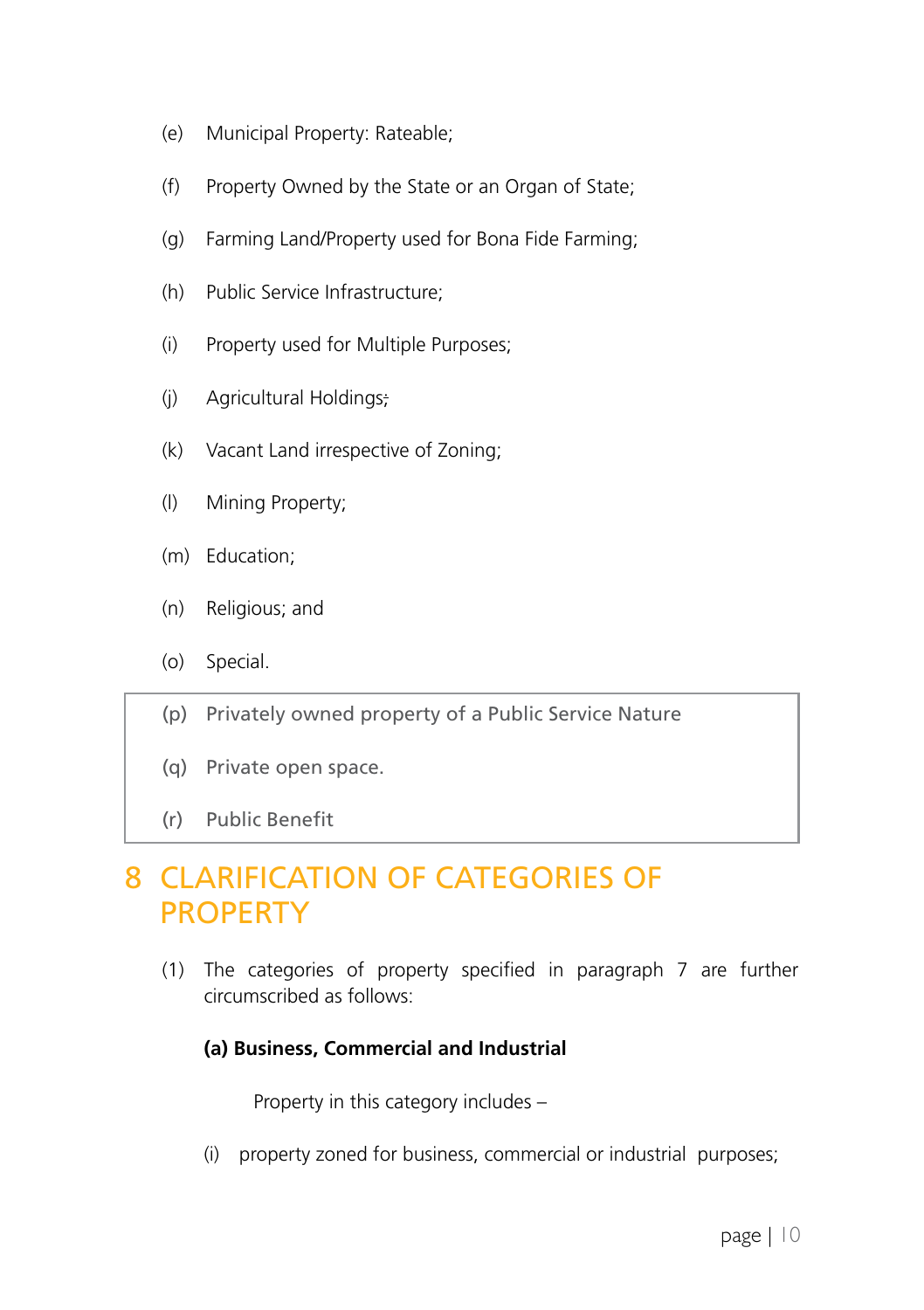(e) Municipal Property: Rateable;

(f) Property Owned by the State or an Organ of State;

(g) Farming Land/Property used for Bona Fide Farming;

(h) Public Service Infrastructure;

(i) Property used for Multiple Purposes;

(j) Agricultural Holdings;

(k) Vacant Land irrespective of Zoning;

(l) Mining Property;

(m) Education;

(n) Religious; and

(o) Special.

(p) Privately owned property of a Public Service Nature

(q) Private open space.

(r) Public Benefit

# 8 CLARIFICATION OF CATEGORIES OF PROPERTY

(1) The categories of property specified in paragraph 7 are further circumscribed as follows:

**(a) Business, Commercial and Industrial**

Property in this category includes –

(i) property zoned for business, commercial or industrial purposes;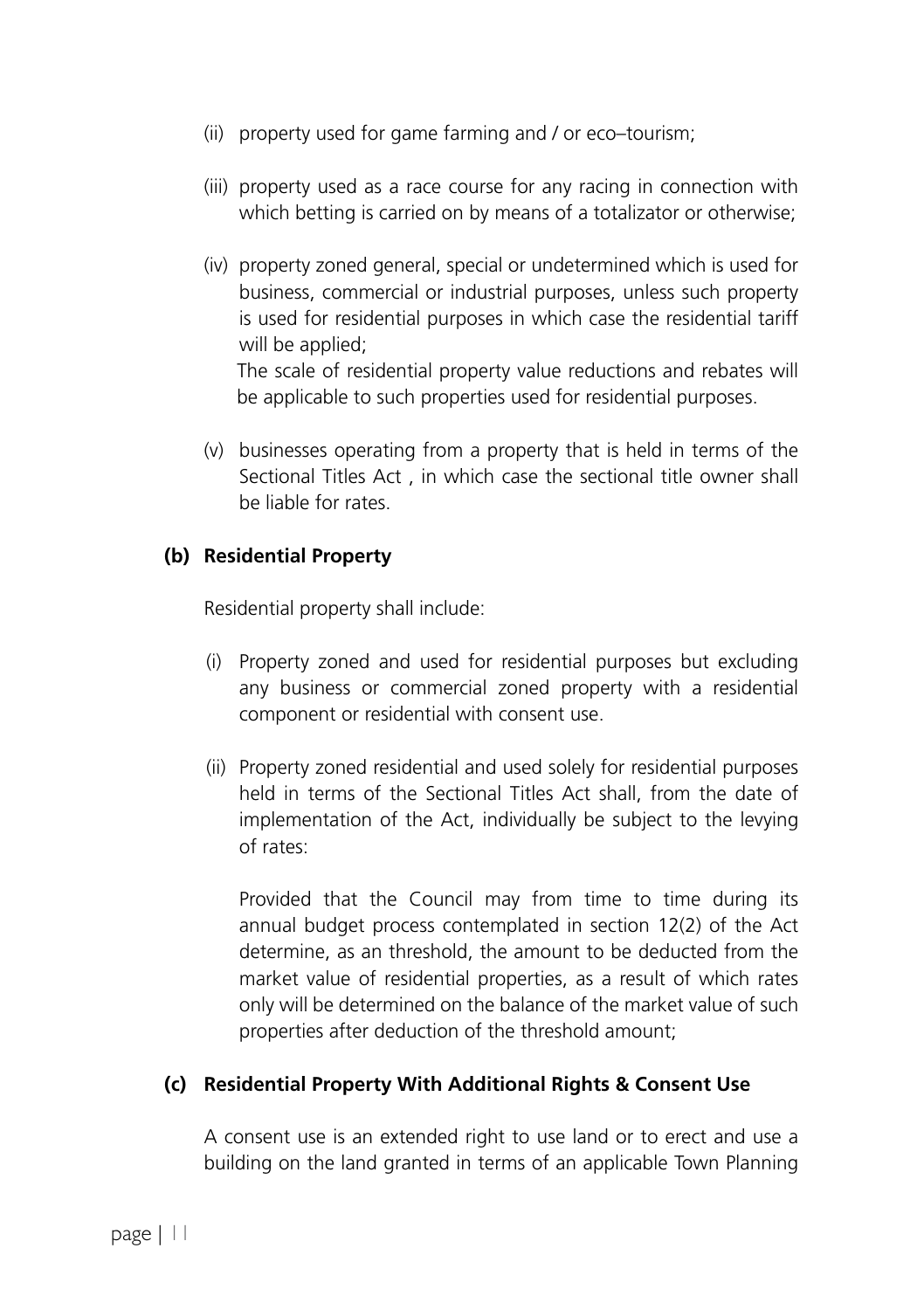(ii) property used for game farming and / or eco–tourism;

(iii) property used as a race course for any racing in connection with which betting is carried on by means of a totalizator or otherwise;

(iv) property zoned general, special or undetermined which is used for business, commercial or industrial purposes, unless such property is used for residential purposes in which case the residential tariff will be applied;

The scale of residential property value reductions and rebates will be applicable to such properties used for residential purposes.

(v) businesses operating from a property that is held in terms of the Sectional Titles Act , in which case the sectional title owner shall be liable for rates.

**(b) Residential Property**

Residential property shall include:

(i) Property zoned and used for residential purposes but excluding any business or commercial zoned property with a residential component or residential with consent use.

(ii) Property zoned residential and used solely for residential purposes held in terms of the Sectional Titles Act shall, from the date of implementation of the Act, individually be subject to the levying of rates:

Provided that the Council may from time to time during its annual budget process contemplated in section 12(2) of the Act determine, as an threshold, the amount to be deducted from the market value of residential properties, as a result of which rates only will be determined on the balance of the market value of such properties after deduction of the threshold amount;

**(c) Residential Property With Additional Rights & Consent Use**

A consent use is an extended right to use land or to erect and use a building on the land granted in terms of an applicable Town Planning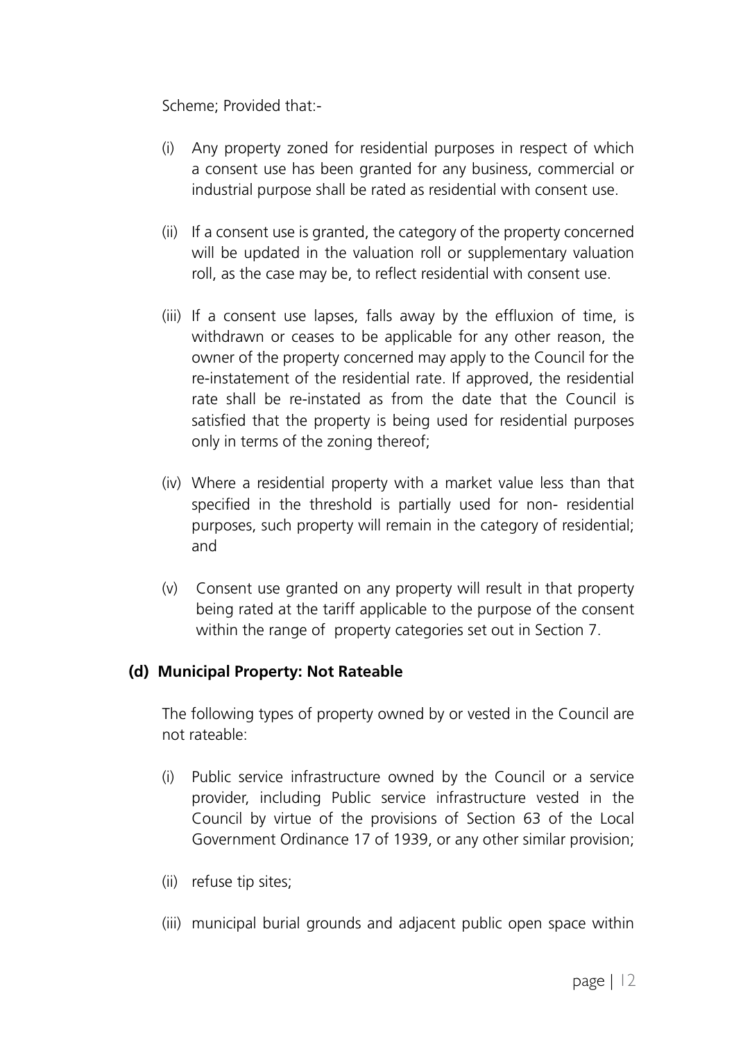Scheme; Provided that:-

(i) Any property zoned for residential purposes in respect of which a consent use has been granted for any business, commercial or industrial purpose shall be rated as residential with consent use.

(ii) If a consent use is granted, the category of the property concerned will be updated in the valuation roll or supplementary valuation roll, as the case may be, to reflect residential with consent use.

(iii) If a consent use lapses, falls away by the effluxion of time, is withdrawn or ceases to be applicable for any other reason, the owner of the property concerned may apply to the Council for the re-instatement of the residential rate. If approved, the residential rate shall be re-instated as from the date that the Council is satisfied that the property is being used for residential purposes only in terms of the zoning thereof;

(iv) Where a residential property with a market value less than that specified in the threshold is partially used for non- residential purposes, such property will remain in the category of residential; and

(v) Consent use granted on any property will result in that property being rated at the tariff applicable to the purpose of the consent within the range of property categories set out in Section 7.

**(d) Municipal Property: Not Rateable**

The following types of property owned by or vested in the Council are not rateable:

(i) Public service infrastructure owned by the Council or a service provider, including Public service infrastructure vested in the Council by virtue of the provisions of Section 63 of the Local Government Ordinance 17 of 1939, or any other similar provision;

(ii) refuse tip sites;

(iii) municipal burial grounds and adjacent public open space within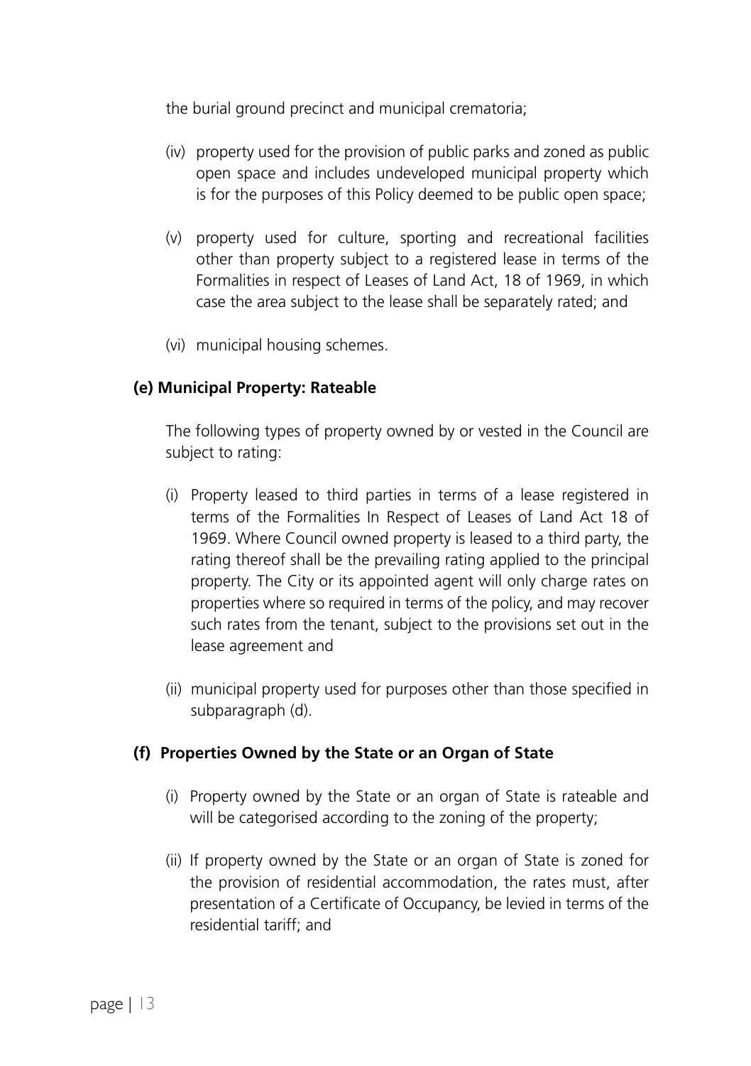the burial ground precinct and municipal crematoria;

(iv) property used for the provision of public parks and zoned as public open space and includes undeveloped municipal property which is for the purposes of this Policy deemed to be public open space;

(v) property used for culture, sporting and recreational facilities other than property subject to a registered lease in terms of the Formalities in respect of Leases of Land Act, 18 of 1969, in which case the area subject to the lease shall be separately rated; and

(vi) municipal housing schemes.

**(e) Municipal Property: Rateable**

The following types of property owned by or vested in the Council are subject to rating:

(i) Property leased to third parties in terms of a lease registered in terms of the Formalities In Respect of Leases of Land Act 18 of 1969. Where Council owned property is leased to a third party, the rating thereof shall be the prevailing rating applied to the principal property. The City or its appointed agent will only charge rates on properties where so required in terms of the policy, and may recover such rates from the tenant, subject to the provisions set out in the lease agreement and

(ii) municipal property used for purposes other than those specified in subparagraph (d).

**(f) Properties Owned by the State or an Organ of State**

(i) Property owned by the State or an organ of State is rateable and will be categorised according to the zoning of the property;

(ii) If property owned by the State or an organ of State is zoned for the provision of residential accommodation, the rates must, after presentation of a Certificate of Occupancy, be levied in terms of the residential tariff; and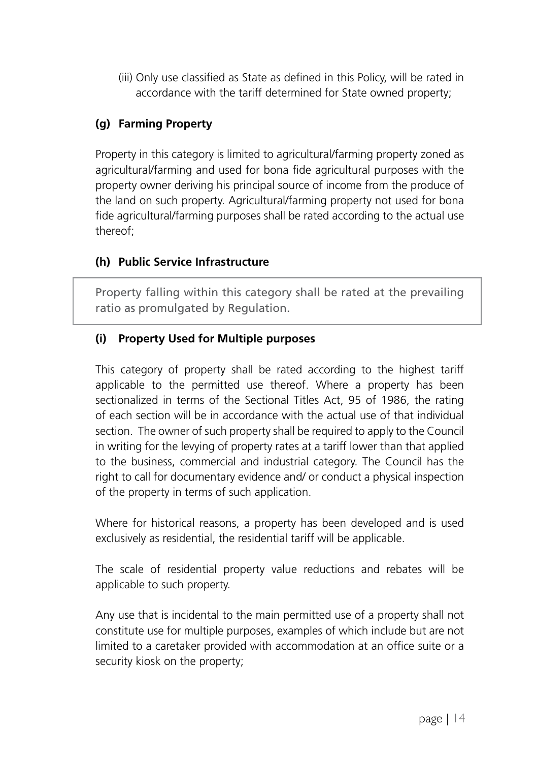(iii) Only use classified as State as defined in this Policy, will be rated in accordance with the tariff determined for State owned property;

**(g) Farming Property**

Property in this category is limited to agricultural/farming property zoned as agricultural/farming and used for bona fide agricultural purposes with the property owner deriving his principal source of income from the produce of the land on such property. Agricultural/farming property not used for bona fide agricultural/farming purposes shall be rated according to the actual use thereof;

**(h) Public Service Infrastructure**

Property falling within this category shall be rated at the prevailing ratio as promulgated by Regulation.

**(i) Property Used for Multiple purposes**

This category of property shall be rated according to the highest tariff applicable to the permitted use thereof. Where a property has been sectionalized in terms of the Sectional Titles Act, 95 of 1986, the rating of each section will be in accordance with the actual use of that individual section. The owner of such property shall be required to apply to the Council in writing for the levying of property rates at a tariff lower than that applied to the business, commercial and industrial category. The Council has the right to call for documentary evidence and/ or conduct a physical inspection of the property in terms of such application.

Where for historical reasons, a property has been developed and is used exclusively as residential, the residential tariff will be applicable.

The scale of residential property value reductions and rebates will be applicable to such property.

Any use that is incidental to the main permitted use of a property shall not constitute use for multiple purposes, examples of which include but are not limited to a caretaker provided with accommodation at an office suite or a security kiosk on the property;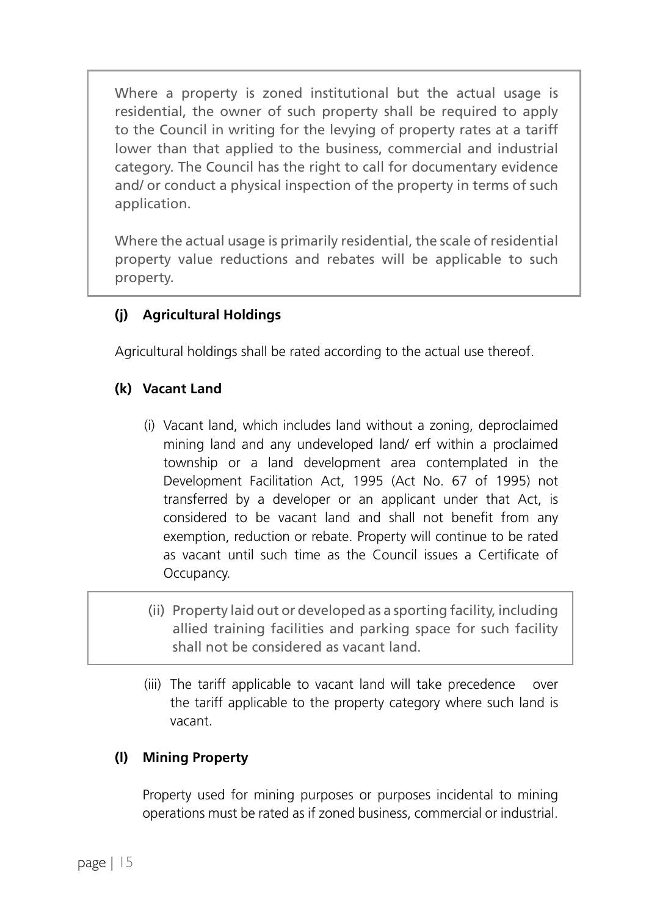Where a property is zoned institutional but the actual usage is residential, the owner of such property shall be required to apply to the Council in writing for the levying of property rates at a tariff lower than that applied to the business, commercial and industrial category. The Council has the right to call for documentary evidence and/ or conduct a physical inspection of the property in terms of such application.

Where the actual usage is primarily residential, the scale of residential property value reductions and rebates will be applicable to such property.

**(j) Agricultural Holdings**

Agricultural holdings shall be rated according to the actual use thereof.

**(k) Vacant Land**

(i) Vacant land, which includes land without a zoning, deproclaimed mining land and any undeveloped land/ erf within a proclaimed township or a land development area contemplated in the Development Facilitation Act, 1995 (Act No. 67 of 1995) not transferred by a developer or an applicant under that Act, is considered to be vacant land and shall not benefit from any exemption, reduction or rebate. Property will continue to be rated as vacant until such time as the Council issues a Certificate of Occupancy.

(ii) Property laid out or developed as a sporting facility, including allied training facilities and parking space for such facility shall not be considered as vacant land.

(iii) The tariff applicable to vacant land will take precedence over the tariff applicable to the property category where such land is vacant.

**(l) Mining Property**

Property used for mining purposes or purposes incidental to mining operations must be rated as if zoned business, commercial or industrial.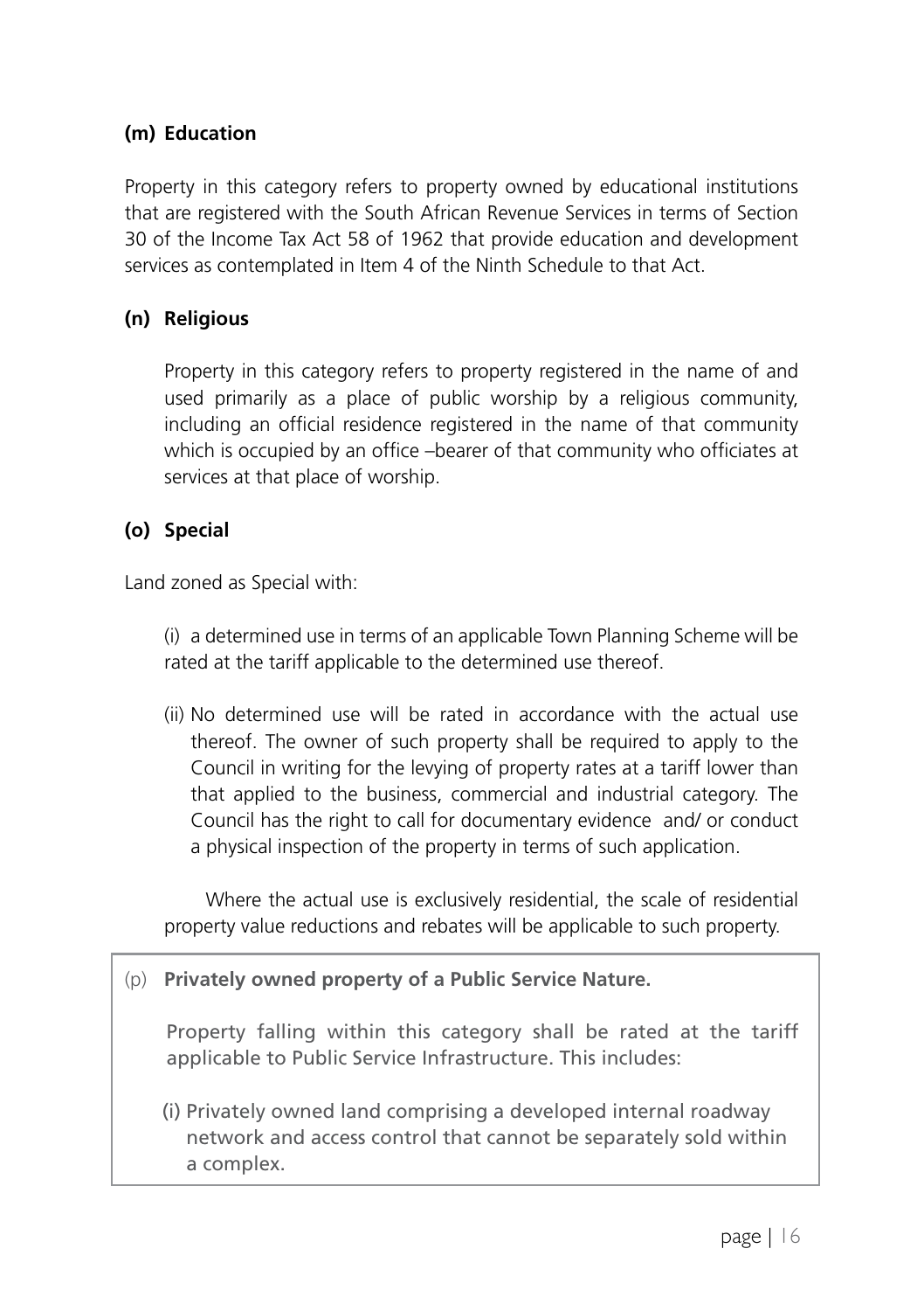**(m) Education**

Property in this category refers to property owned by educational institutions that are registered with the South African Revenue Services in terms of Section 30 of the Income Tax Act 58 of 1962 that provide education and development services as contemplated in Item 4 of the Ninth Schedule to that Act.

**(n) Religious**

Property in this category refers to property registered in the name of and used primarily as a place of public worship by a religious community, including an official residence registered in the name of that community which is occupied by an office –bearer of that community who officiates at services at that place of worship.

**(o) Special**

Land zoned as Special with:

(i) a determined use in terms of an applicable Town Planning Scheme will be rated at the tariff applicable to the determined use thereof.

(ii) No determined use will be rated in accordance with the actual use thereof. The owner of such property shall be required to apply to the Council in writing for the levying of property rates at a tariff lower than that applied to the business, commercial and industrial category. The Council has the right to call for documentary evidence and/ or conduct a physical inspection of the property in terms of such application.

Where the actual use is exclusively residential, the scale of residential property value reductions and rebates will be applicable to such property.

(p) **Privately owned property of a Public Service Nature.**

Property falling within this category shall be rated at the tariff applicable to Public Service Infrastructure. This includes:

(i) Privately owned land comprising a developed internal roadway network and access control that cannot be separately sold within a complex.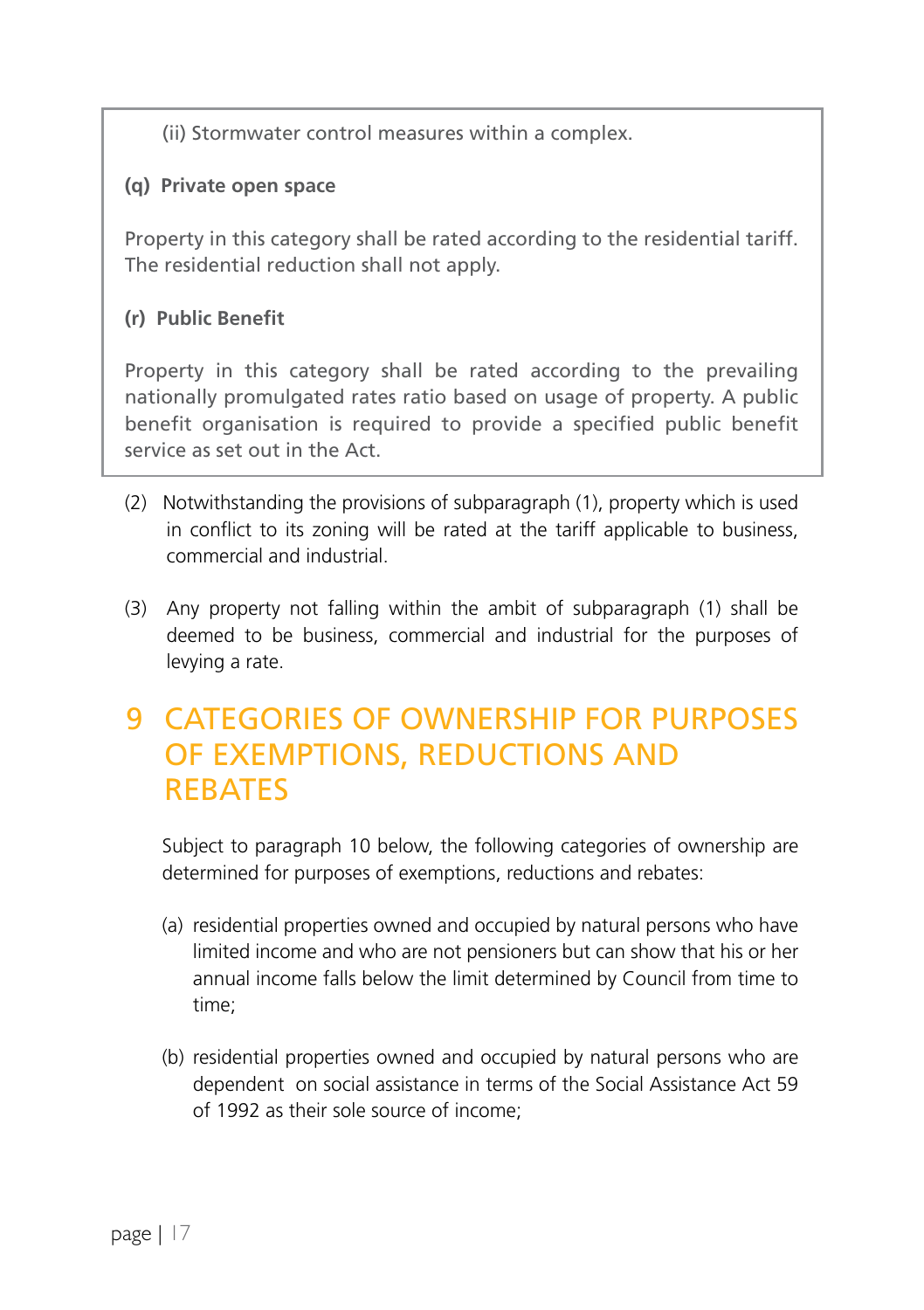(ii) Stormwater control measures within a complex.

**(q) Private open space**

Property in this category shall be rated according to the residential tariff. The residential reduction shall not apply.

**(r) Public Benefit**

Property in this category shall be rated according to the prevailing nationally promulgated rates ratio based on usage of property. A public benefit organisation is required to provide a specified public benefit service as set out in the Act.

(2) Notwithstanding the provisions of subparagraph (1), property which is used in conflict to its zoning will be rated at the tariff applicable to business, commercial and industrial.

(3) Any property not falling within the ambit of subparagraph (1) shall be deemed to be business, commercial and industrial for the purposes of levying a rate.

# 9 CATEGORIES OF OWNERSHIP FOR PURPOSES OF EXEMPTIONS, REDUCTIONS AND REBATES

Subject to paragraph 10 below, the following categories of ownership are determined for purposes of exemptions, reductions and rebates:

(a) residential properties owned and occupied by natural persons who have limited income and who are not pensioners but can show that his or her annual income falls below the limit determined by Council from time to time;

(b) residential properties owned and occupied by natural persons who are dependent on social assistance in terms of the Social Assistance Act 59 of 1992 as their sole source of income;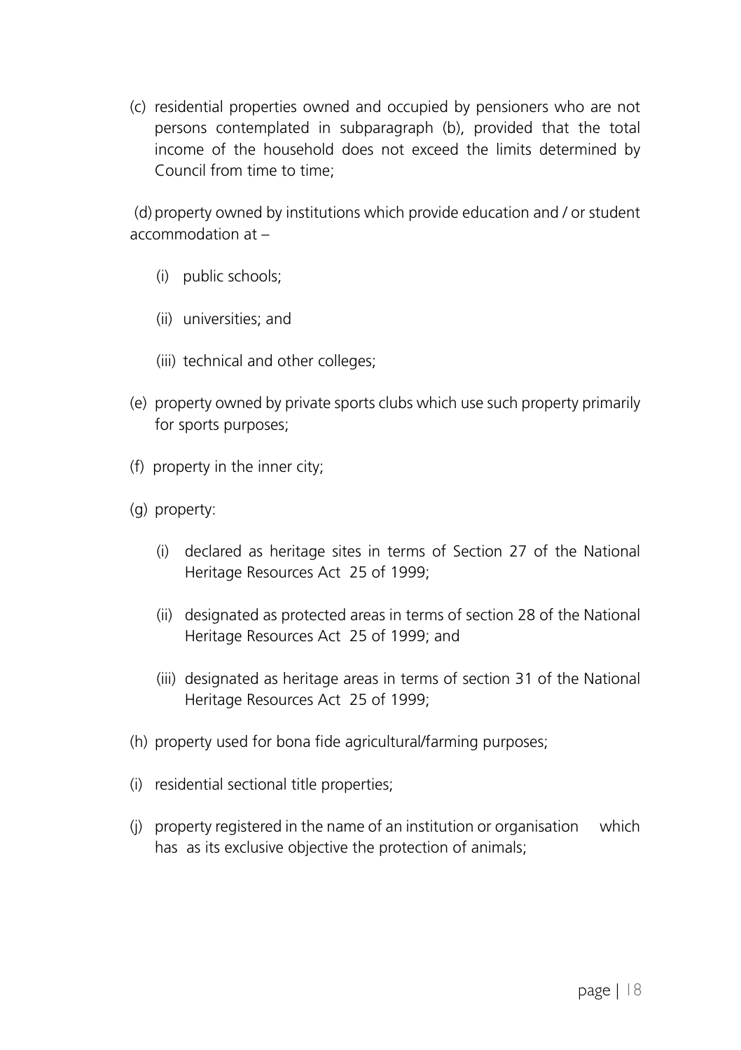(c) residential properties owned and occupied by pensioners who are not persons contemplated in subparagraph (b), provided that the total income of the household does not exceed the limits determined by Council from time to time;

(d) property owned by institutions which provide education and / or student accommodation at –

   (i) public schools;

   (ii) universities; and

   (iii) technical and other colleges;

(e) property owned by private sports clubs which use such property primarily for sports purposes;

(f) property in the inner city;

(g) property:

   (i) declared as heritage sites in terms of Section 27 of the National Heritage Resources Act 25 of 1999;

   (ii) designated as protected areas in terms of section 28 of the National Heritage Resources Act 25 of 1999; and

   (iii) designated as heritage areas in terms of section 31 of the National Heritage Resources Act 25 of 1999;

(h) property used for bona fide agricultural/farming purposes;

(i) residential sectional title properties;

(j) property registered in the name of an institution or organisation which has as its exclusive objective the protection of animals;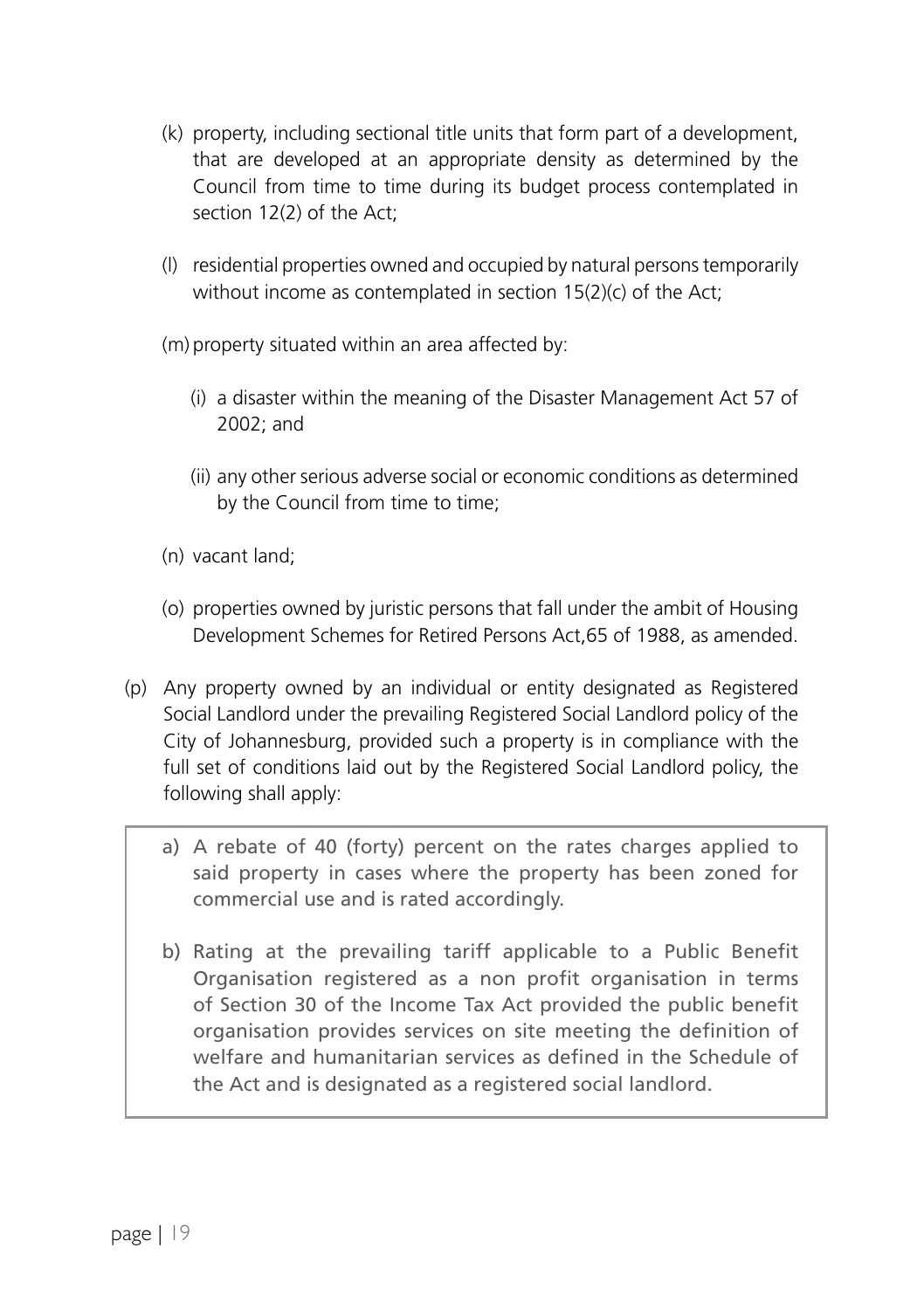(k) property, including sectional title units that form part of a development, that are developed at an appropriate density as determined by the Council from time to time during its budget process contemplated in section 12(2) of the Act;

(l) residential properties owned and occupied by natural persons temporarily without income as contemplated in section 15(2)(c) of the Act;

(m) property situated within an area affected by:

   (i) a disaster within the meaning of the Disaster Management Act 57 of 2002; and

   (ii) any other serious adverse social or economic conditions as determined by the Council from time to time;

(n) vacant land;

(o) properties owned by juristic persons that fall under the ambit of Housing Development Schemes for Retired Persons Act,65 of 1988, as amended.

(p) Any property owned by an individual or entity designated as Registered Social Landlord under the prevailing Registered Social Landlord policy of the City of Johannesburg, provided such a property is in compliance with the full set of conditions laid out by the Registered Social Landlord policy, the following shall apply:

   a) A rebate of 40 (forty) percent on the rates charges applied to said property in cases where the property has been zoned for commercial use and is rated accordingly.

   b) Rating at the prevailing tariff applicable to a Public Benefit Organisation registered as a non profit organisation in terms of Section 30 of the Income Tax Act provided the public benefit organisation provides services on site meeting the definition of welfare and humanitarian services as defined in the Schedule of the Act and is designated as a registered social landlord.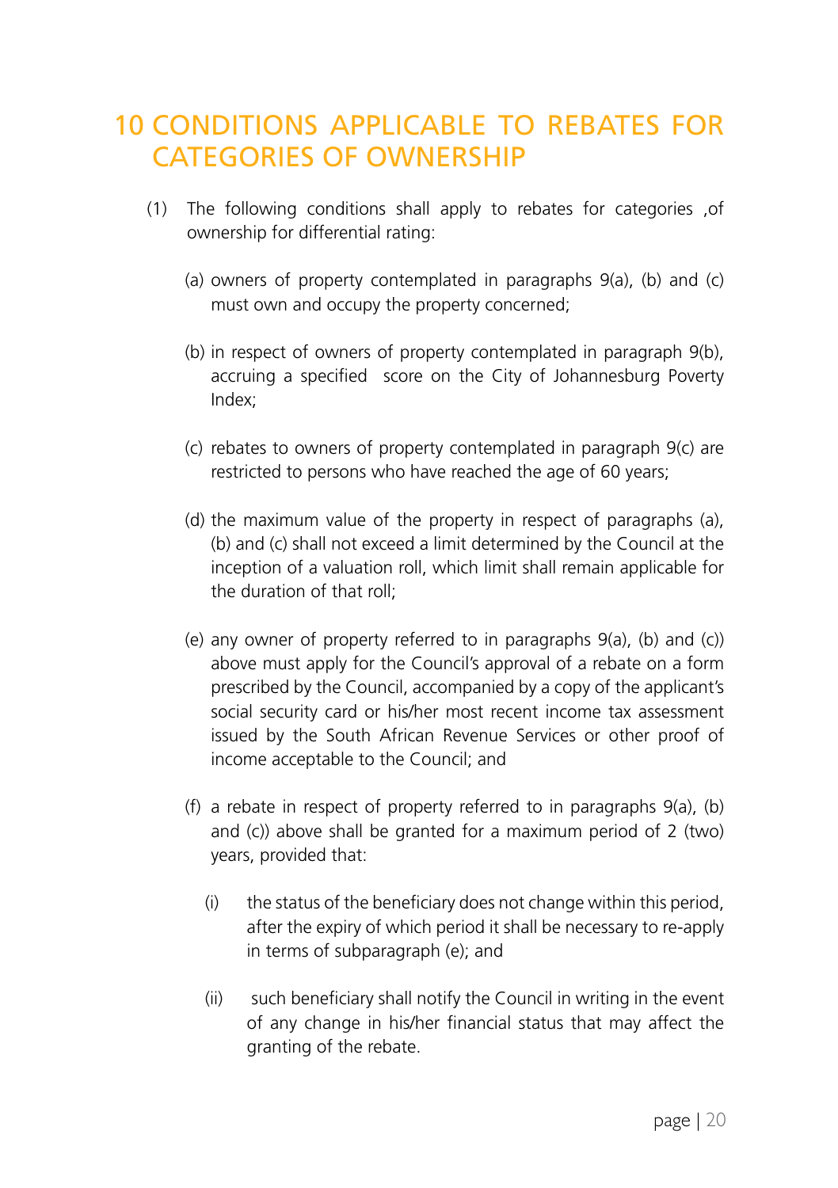# 10 CONDITIONS APPLICABLE TO REBATES FOR CATEGORIES OF OWNERSHIP

(1) The following conditions shall apply to rebates for categories ,of ownership for differential rating:

(a) owners of property contemplated in paragraphs 9(a), (b) and (c) must own and occupy the property concerned;

(b) in respect of owners of property contemplated in paragraph 9(b), accruing a specified score on the City of Johannesburg Poverty Index;

(c) rebates to owners of property contemplated in paragraph 9(c) are restricted to persons who have reached the age of 60 years;

(d) the maximum value of the property in respect of paragraphs (a), (b) and (c) shall not exceed a limit determined by the Council at the inception of a valuation roll, which limit shall remain applicable for the duration of that roll;

(e) any owner of property referred to in paragraphs 9(a), (b) and (c)) above must apply for the Council's approval of a rebate on a form prescribed by the Council, accompanied by a copy of the applicant's social security card or his/her most recent income tax assessment issued by the South African Revenue Services or other proof of income acceptable to the Council; and

(f) a rebate in respect of property referred to in paragraphs 9(a), (b) and (c)) above shall be granted for a maximum period of 2 (two) years, provided that:

(i) the status of the beneficiary does not change within this period, after the expiry of which period it shall be necessary to re-apply in terms of subparagraph (e); and

(ii) such beneficiary shall notify the Council in writing in the event of any change in his/her financial status that may affect the granting of the rebate.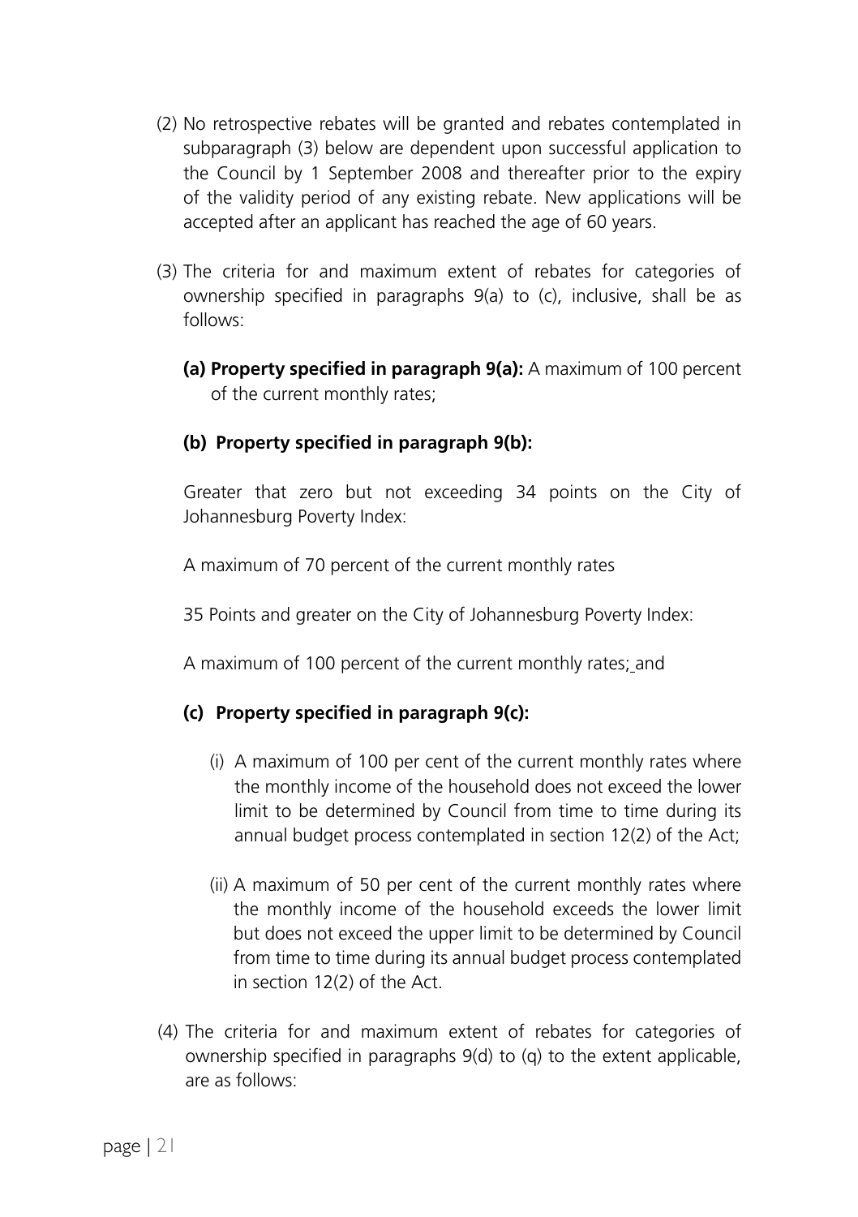(2) No retrospective rebates will be granted and rebates contemplated in subparagraph (3) below are dependent upon successful application to the Council by 1 September 2008 and thereafter prior to the expiry of the validity period of any existing rebate. New applications will be accepted after an applicant has reached the age of 60 years.

(3) The criteria for and maximum extent of rebates for categories of ownership specified in paragraphs 9(a) to (c), inclusive, shall be as follows:

**(a) Property specified in paragraph 9(a):** A maximum of 100 percent of the current monthly rates;

**(b) Property specified in paragraph 9(b):**

Greater that zero but not exceeding 34 points on the City of Johannesburg Poverty Index:

A maximum of 70 percent of the current monthly rates

35 Points and greater on the City of Johannesburg Poverty Index:

A maximum of 100 percent of the current monthly rates; and

**(c) Property specified in paragraph 9(c):**

(i) A maximum of 100 per cent of the current monthly rates where the monthly income of the household does not exceed the lower limit to be determined by Council from time to time during its annual budget process contemplated in section 12(2) of the Act;

(ii) A maximum of 50 per cent of the current monthly rates where the monthly income of the household exceeds the lower limit but does not exceed the upper limit to be determined by Council from time to time during its annual budget process contemplated in section 12(2) of the Act.

(4) The criteria for and maximum extent of rebates for categories of ownership specified in paragraphs 9(d) to (q) to the extent applicable, are as follows: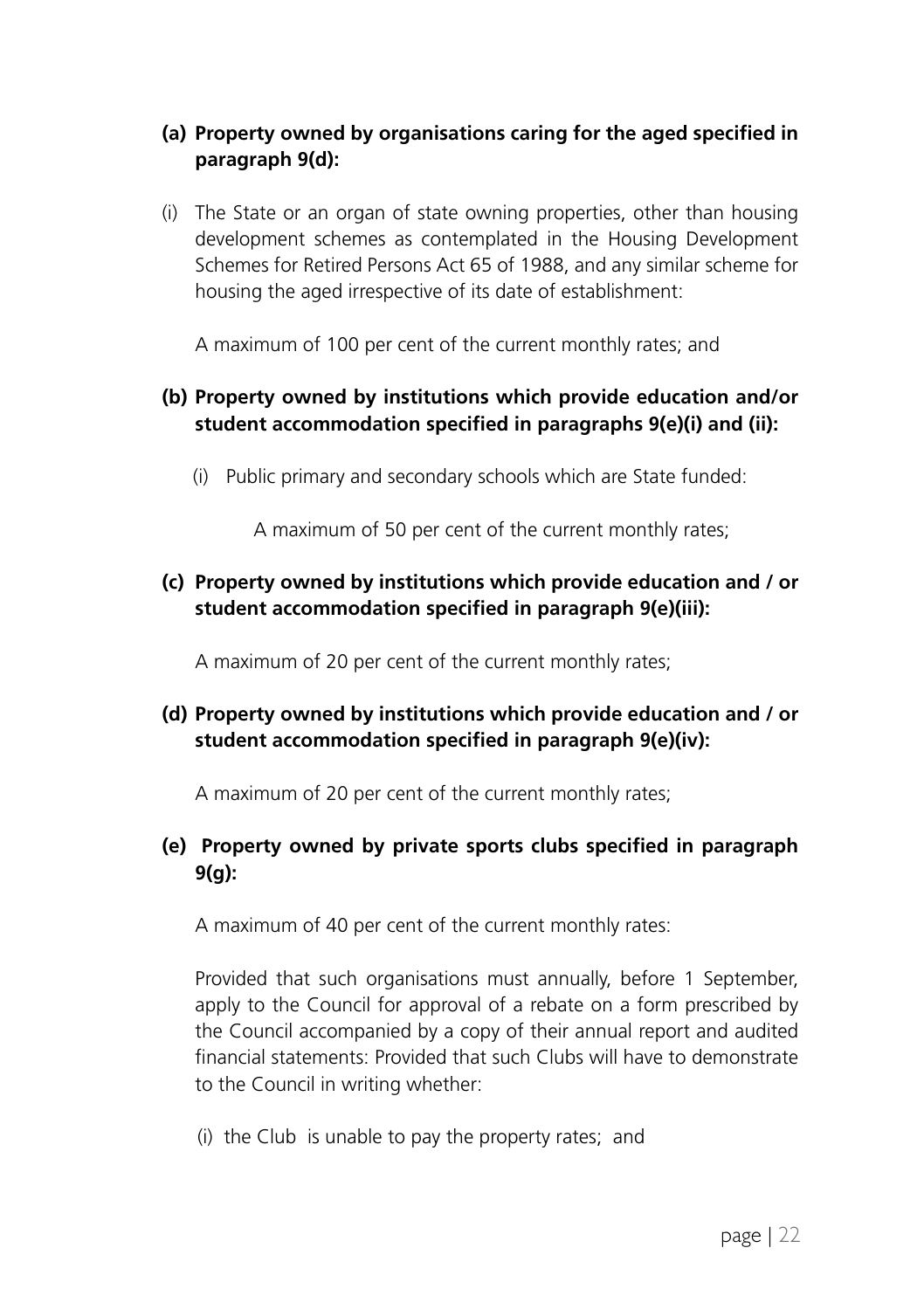**(a) Property owned by organisations caring for the aged specified in paragraph 9(d):**

(i) The State or an organ of state owning properties, other than housing development schemes as contemplated in the Housing Development Schemes for Retired Persons Act 65 of 1988, and any similar scheme for housing the aged irrespective of its date of establishment:

A maximum of 100 per cent of the current monthly rates; and

**(b) Property owned by institutions which provide education and/or student accommodation specified in paragraphs 9(e)(i) and (ii):**

(i) Public primary and secondary schools which are State funded:

A maximum of 50 per cent of the current monthly rates;

**(c) Property owned by institutions which provide education and / or student accommodation specified in paragraph 9(e)(iii):**

A maximum of 20 per cent of the current monthly rates;

**(d) Property owned by institutions which provide education and / or student accommodation specified in paragraph 9(e)(iv):**

A maximum of 20 per cent of the current monthly rates;

**(e) Property owned by private sports clubs specified in paragraph 9(g):**

A maximum of 40 per cent of the current monthly rates:

Provided that such organisations must annually, before 1 September, apply to the Council for approval of a rebate on a form prescribed by the Council accompanied by a copy of their annual report and audited financial statements: Provided that such Clubs will have to demonstrate to the Council in writing whether:

(i) the Club is unable to pay the property rates; and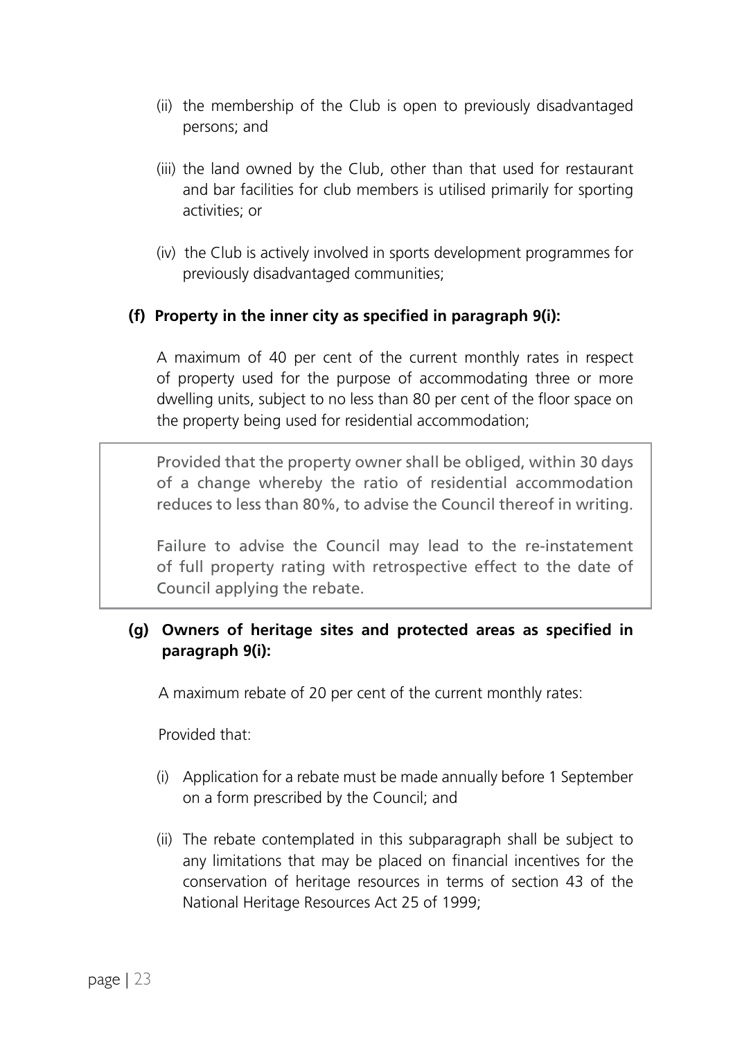(ii) the membership of the Club is open to previously disadvantaged persons; and

(iii) the land owned by the Club, other than that used for restaurant and bar facilities for club members is utilised primarily for sporting activities; or

(iv) the Club is actively involved in sports development programmes for previously disadvantaged communities;

**(f) Property in the inner city as specified in paragraph 9(i):**

A maximum of 40 per cent of the current monthly rates in respect of property used for the purpose of accommodating three or more dwelling units, subject to no less than 80 per cent of the floor space on the property being used for residential accommodation;

Provided that the property owner shall be obliged, within 30 days of a change whereby the ratio of residential accommodation reduces to less than 80%, to advise the Council thereof in writing.

Failure to advise the Council may lead to the re-instatement of full property rating with retrospective effect to the date of Council applying the rebate.

**(g) Owners of heritage sites and protected areas as specified in paragraph 9(i):**

A maximum rebate of 20 per cent of the current monthly rates:

Provided that:

(i) Application for a rebate must be made annually before 1 September on a form prescribed by the Council; and

(ii) The rebate contemplated in this subparagraph shall be subject to any limitations that may be placed on financial incentives for the conservation of heritage resources in terms of section 43 of the National Heritage Resources Act 25 of 1999;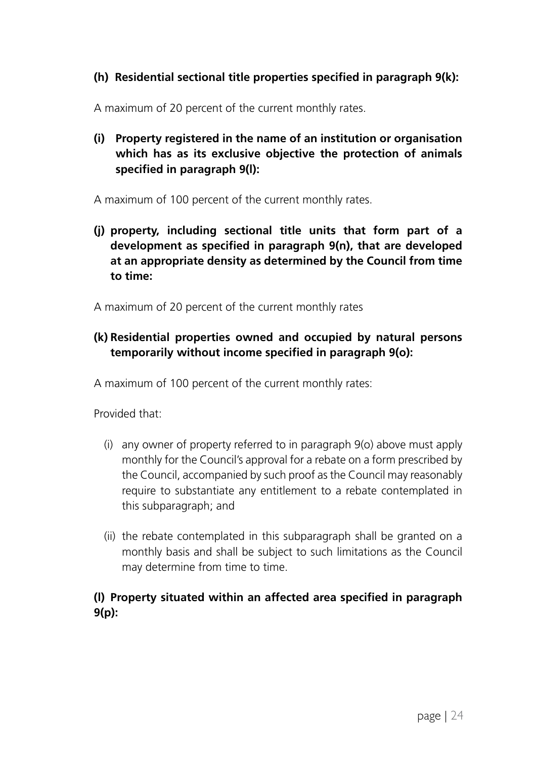**(h) Residential sectional title properties specified in paragraph 9(k):**

A maximum of 20 percent of the current monthly rates.

**(i) Property registered in the name of an institution or organisation which has as its exclusive objective the protection of animals specified in paragraph 9(l):**

A maximum of 100 percent of the current monthly rates.

**(j) property, including sectional title units that form part of a development as specified in paragraph 9(n), that are developed at an appropriate density as determined by the Council from time to time:**

A maximum of 20 percent of the current monthly rates

**(k) Residential properties owned and occupied by natural persons temporarily without income specified in paragraph 9(o):**

A maximum of 100 percent of the current monthly rates:

Provided that:

(i) any owner of property referred to in paragraph 9(o) above must apply monthly for the Council's approval for a rebate on a form prescribed by the Council, accompanied by such proof as the Council may reasonably require to substantiate any entitlement to a rebate contemplated in this subparagraph; and

(ii) the rebate contemplated in this subparagraph shall be granted on a monthly basis and shall be subject to such limitations as the Council may determine from time to time.

**(l) Property situated within an affected area specified in paragraph 9(p):**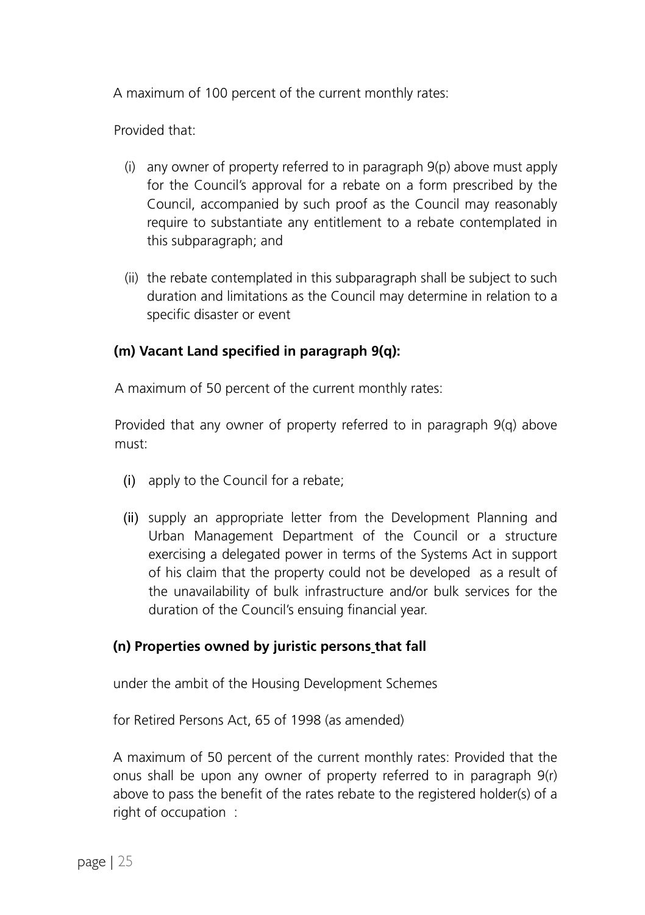A maximum of 100 percent of the current monthly rates:

Provided that:

(i) any owner of property referred to in paragraph 9(p) above must apply for the Council's approval for a rebate on a form prescribed by the Council, accompanied by such proof as the Council may reasonably require to substantiate any entitlement to a rebate contemplated in this subparagraph; and

(ii) the rebate contemplated in this subparagraph shall be subject to such duration and limitations as the Council may determine in relation to a specific disaster or event

**(m) Vacant Land specified in paragraph 9(q):**

A maximum of 50 percent of the current monthly rates:

Provided that any owner of property referred to in paragraph 9(q) above must:

(i) apply to the Council for a rebate;

(ii) supply an appropriate letter from the Development Planning and Urban Management Department of the Council or a structure exercising a delegated power in terms of the Systems Act in support of his claim that the property could not be developed as a result of the unavailability of bulk infrastructure and/or bulk services for the duration of the Council's ensuing financial year.

**(n) Properties owned by juristic persons that fall**

under the ambit of the Housing Development Schemes

for Retired Persons Act, 65 of 1998 (as amended)

A maximum of 50 percent of the current monthly rates: Provided that the onus shall be upon any owner of property referred to in paragraph 9(r) above to pass the benefit of the rates rebate to the registered holder(s) of a right of occupation :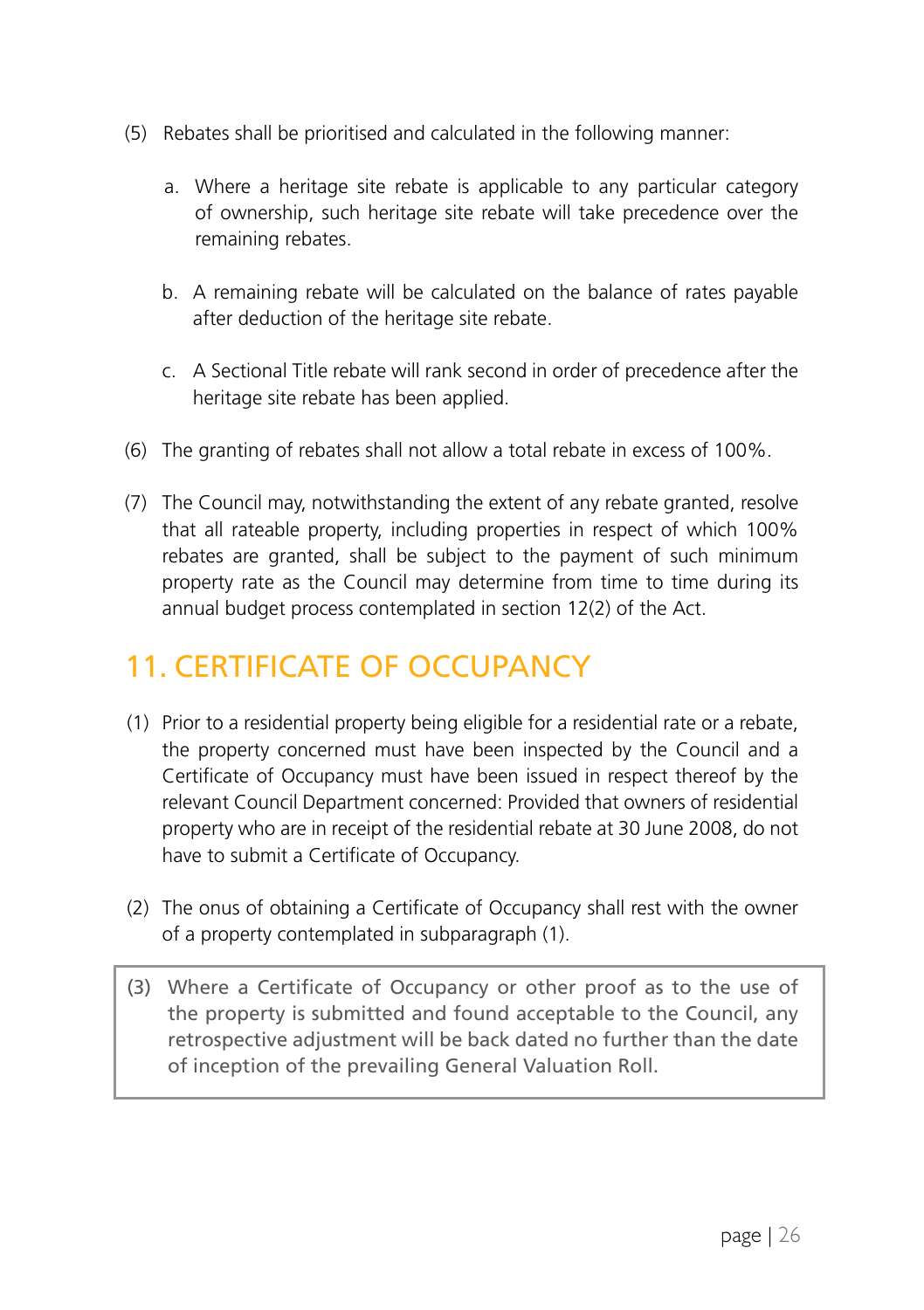(5) Rebates shall be prioritised and calculated in the following manner:

  a. Where a heritage site rebate is applicable to any particular category of ownership, such heritage site rebate will take precedence over the remaining rebates.

  b. A remaining rebate will be calculated on the balance of rates payable after deduction of the heritage site rebate.

  c. A Sectional Title rebate will rank second in order of precedence after the heritage site rebate has been applied.

(6) The granting of rebates shall not allow a total rebate in excess of 100%.

(7) The Council may, notwithstanding the extent of any rebate granted, resolve that all rateable property, including properties in respect of which 100% rebates are granted, shall be subject to the payment of such minimum property rate as the Council may determine from time to time during its annual budget process contemplated in section 12(2) of the Act.

## 11. CERTIFICATE OF OCCUPANCY

(1) Prior to a residential property being eligible for a residential rate or a rebate, the property concerned must have been inspected by the Council and a Certificate of Occupancy must have been issued in respect thereof by the relevant Council Department concerned: Provided that owners of residential property who are in receipt of the residential rebate at 30 June 2008, do not have to submit a Certificate of Occupancy.

(2) The onus of obtaining a Certificate of Occupancy shall rest with the owner of a property contemplated in subparagraph (1).

(3) Where a Certificate of Occupancy or other proof as to the use of the property is submitted and found acceptable to the Council, any retrospective adjustment will be back dated no further than the date of inception of the prevailing General Valuation Roll.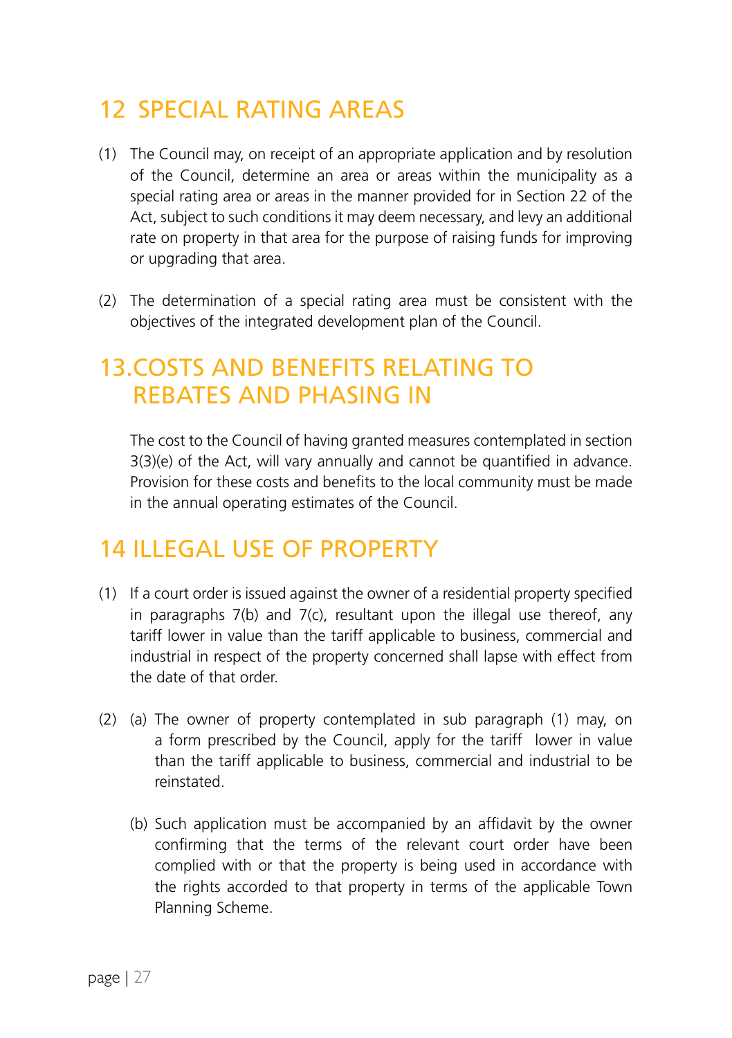## 12 SPECIAL RATING AREAS

(1) The Council may, on receipt of an appropriate application and by resolution of the Council, determine an area or areas within the municipality as a special rating area or areas in the manner provided for in Section 22 of the Act, subject to such conditions it may deem necessary, and levy an additional rate on property in that area for the purpose of raising funds for improving or upgrading that area.

(2) The determination of a special rating area must be consistent with the objectives of the integrated development plan of the Council.

## 13.COSTS AND BENEFITS RELATING TO REBATES AND PHASING IN

The cost to the Council of having granted measures contemplated in section 3(3)(e) of the Act, will vary annually and cannot be quantified in advance. Provision for these costs and benefits to the local community must be made in the annual operating estimates of the Council.

## 14 ILLEGAL USE OF PROPERTY

(1) If a court order is issued against the owner of a residential property specified in paragraphs 7(b) and 7(c), resultant upon the illegal use thereof, any tariff lower in value than the tariff applicable to business, commercial and industrial in respect of the property concerned shall lapse with effect from the date of that order.

(2) (a) The owner of property contemplated in sub paragraph (1) may, on a form prescribed by the Council, apply for the tariff lower in value than the tariff applicable to business, commercial and industrial to be reinstated.

(b) Such application must be accompanied by an affidavit by the owner confirming that the terms of the relevant court order have been complied with or that the property is being used in accordance with the rights accorded to that property in terms of the applicable Town Planning Scheme.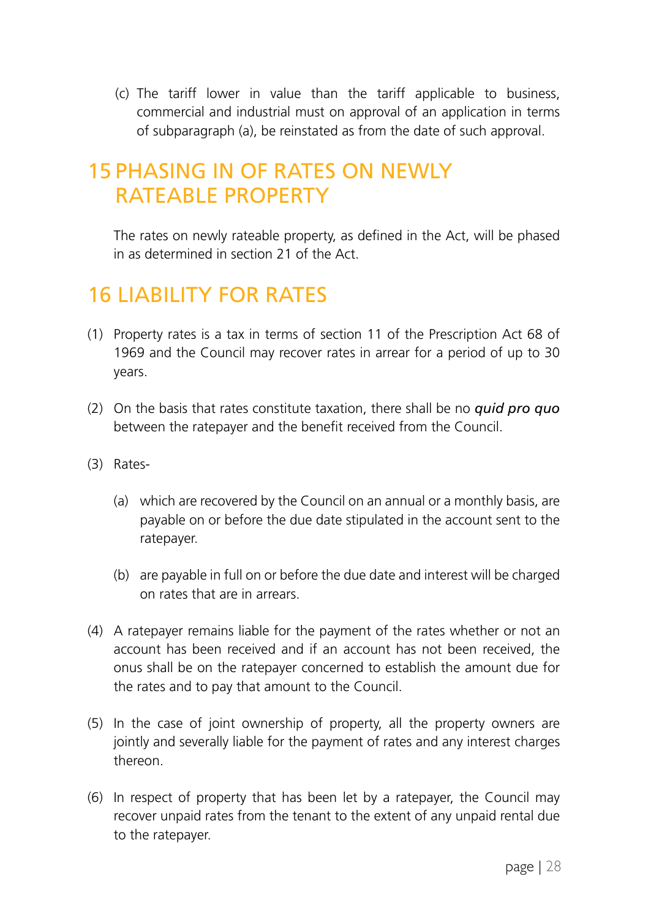(c) The tariff lower in value than the tariff applicable to business, commercial and industrial must on approval of an application in terms of subparagraph (a), be reinstated as from the date of such approval.

## 15 PHASING IN OF RATES ON NEWLY RATEABLE PROPERTY

The rates on newly rateable property, as defined in the Act, will be phased in as determined in section 21 of the Act.

## 16 LIABILITY FOR RATES

(1) Property rates is a tax in terms of section 11 of the Prescription Act 68 of 1969 and the Council may recover rates in arrear for a period of up to 30 years.

(2) On the basis that rates constitute taxation, there shall be no ***quid pro quo*** between the ratepayer and the benefit received from the Council.

(3) Rates-

(a) which are recovered by the Council on an annual or a monthly basis, are payable on or before the due date stipulated in the account sent to the ratepayer.

(b) are payable in full on or before the due date and interest will be charged on rates that are in arrears.

(4) A ratepayer remains liable for the payment of the rates whether or not an account has been received and if an account has not been received, the onus shall be on the ratepayer concerned to establish the amount due for the rates and to pay that amount to the Council.

(5) In the case of joint ownership of property, all the property owners are jointly and severally liable for the payment of rates and any interest charges thereon.

(6) In respect of property that has been let by a ratepayer, the Council may recover unpaid rates from the tenant to the extent of any unpaid rental due to the ratepayer.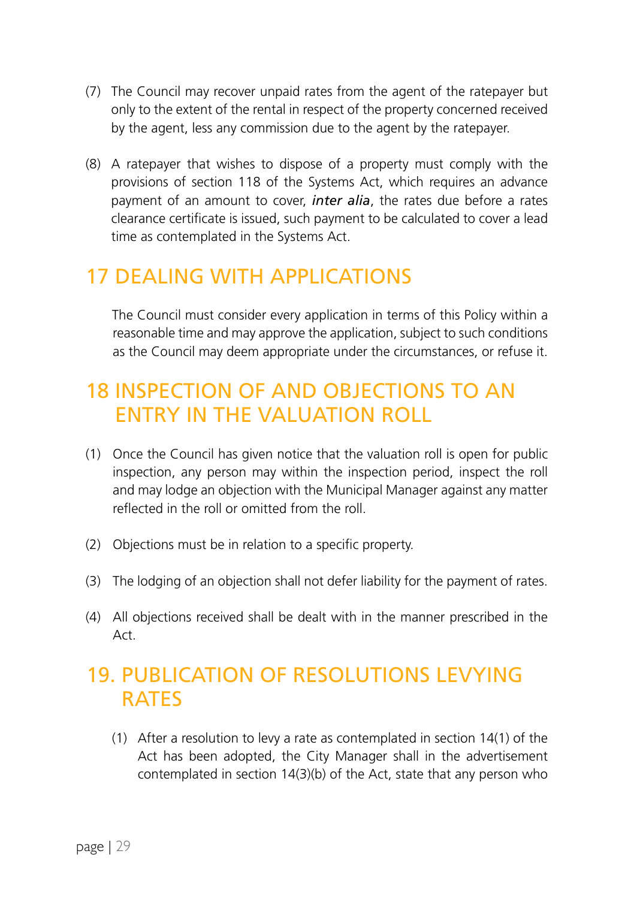(7) The Council may recover unpaid rates from the agent of the ratepayer but only to the extent of the rental in respect of the property concerned received by the agent, less any commission due to the agent by the ratepayer.

(8) A ratepayer that wishes to dispose of a property must comply with the provisions of section 118 of the Systems Act, which requires an advance payment of an amount to cover, ***inter alia***, the rates due before a rates clearance certificate is issued, such payment to be calculated to cover a lead time as contemplated in the Systems Act.

## 17 DEALING WITH APPLICATIONS

The Council must consider every application in terms of this Policy within a reasonable time and may approve the application, subject to such conditions as the Council may deem appropriate under the circumstances, or refuse it.

## 18 INSPECTION OF AND OBJECTIONS TO AN ENTRY IN THE VALUATION ROLL

(1) Once the Council has given notice that the valuation roll is open for public inspection, any person may within the inspection period, inspect the roll and may lodge an objection with the Municipal Manager against any matter reflected in the roll or omitted from the roll.

(2) Objections must be in relation to a specific property.

(3) The lodging of an objection shall not defer liability for the payment of rates.

(4) All objections received shall be dealt with in the manner prescribed in the Act.

## 19. PUBLICATION OF RESOLUTIONS LEVYING RATES

(1) After a resolution to levy a rate as contemplated in section 14(1) of the Act has been adopted, the City Manager shall in the advertisement contemplated in section 14(3)(b) of the Act, state that any person who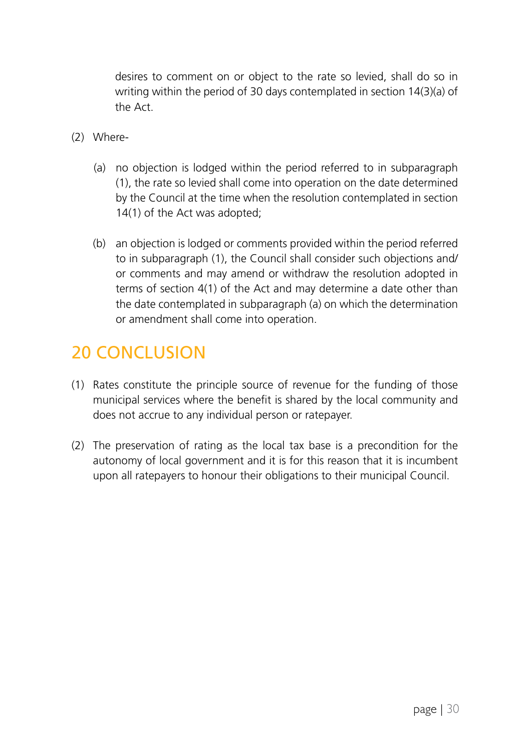desires to comment on or object to the rate so levied, shall do so in writing within the period of 30 days contemplated in section 14(3)(a) of the Act.

(2) Where-

(a) no objection is lodged within the period referred to in subparagraph (1), the rate so levied shall come into operation on the date determined by the Council at the time when the resolution contemplated in section 14(1) of the Act was adopted;

(b) an objection is lodged or comments provided within the period referred to in subparagraph (1), the Council shall consider such objections and/or comments and may amend or withdraw the resolution adopted in terms of section 4(1) of the Act and may determine a date other than the date contemplated in subparagraph (a) on which the determination or amendment shall come into operation.

## 20 CONCLUSION

(1) Rates constitute the principle source of revenue for the funding of those municipal services where the benefit is shared by the local community and does not accrue to any individual person or ratepayer.

(2) The preservation of rating as the local tax base is a precondition for the autonomy of local government and it is for this reason that it is incumbent upon all ratepayers to honour their obligations to their municipal Council.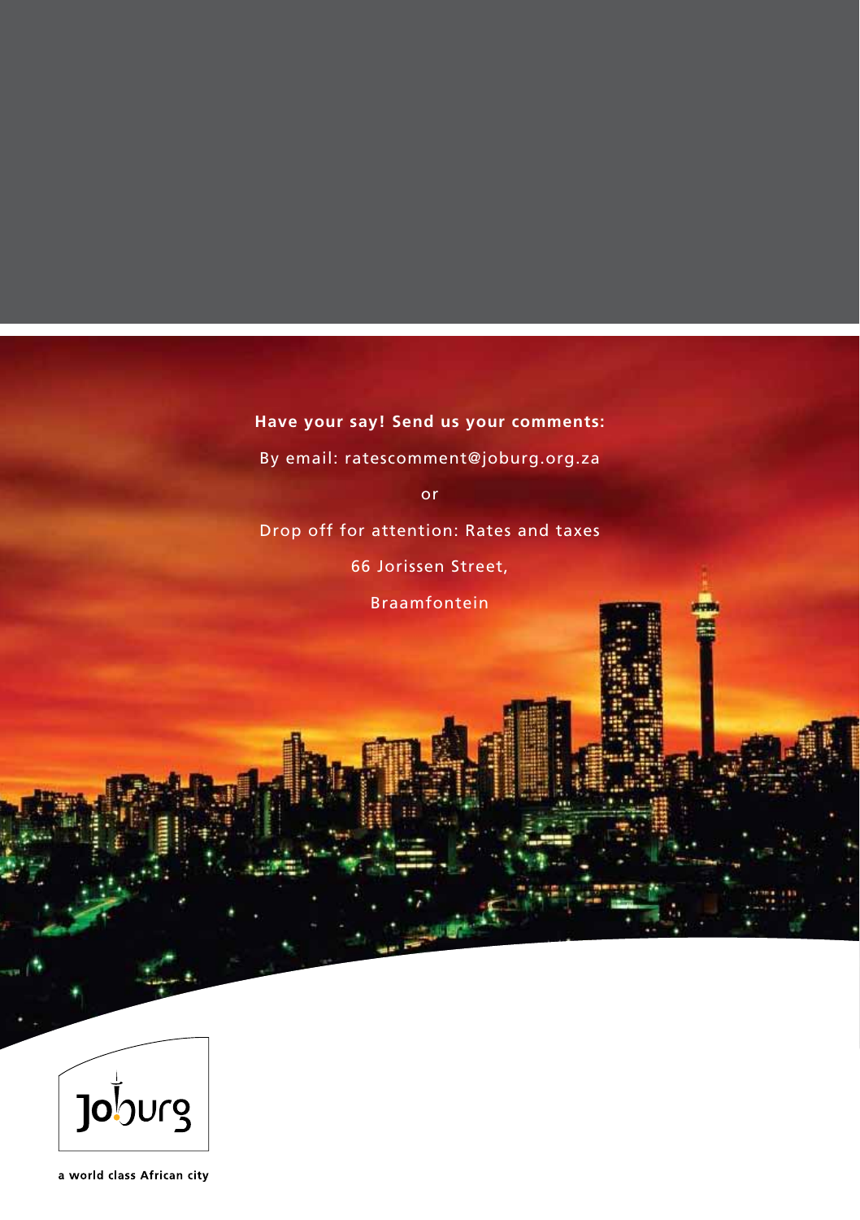**Have your say! Send us your comments:**

By email: ratescomment@joburg.org.za

or

Drop off for attention: Rates and taxes

66 Jorissen Street,

Braamfontein

Joburg

**a world class African city**